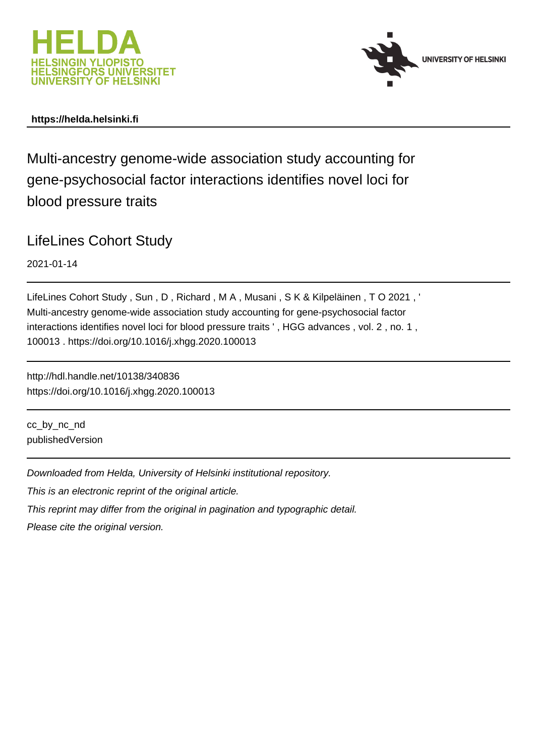HELDA
HELSINGIN YLIOPISTO
HELSINGFORS UNIVERSITET
UNIVERSITY OF HELSINKI

UNIVERSITY OF HELSINKI

**https://helda.helsinki.fi**

# Multi-ancestry genome-wide association study accounting for gene-psychosocial factor interactions identifies novel loci for blood pressure traits

## LifeLines Cohort Study

2021-01-14

LifeLines Cohort Study , Sun , D , Richard , M A , Musani , S K & Kilpeläinen , T O 2021 , ' Multi-ancestry genome-wide association study accounting for gene-psychosocial factor interactions identifies novel loci for blood pressure traits ' , HGG advances , vol. 2 , no. 1 , 100013 . https://doi.org/10.1016/j.xhgg.2020.100013

http://hdl.handle.net/10138/340836
https://doi.org/10.1016/j.xhgg.2020.100013

cc_by_nc_nd
publishedVersion

*Downloaded from Helda, University of Helsinki institutional repository.*

*This is an electronic reprint of the original article.*

*This reprint may differ from the original in pagination and typographic detail.*

*Please cite the original version.*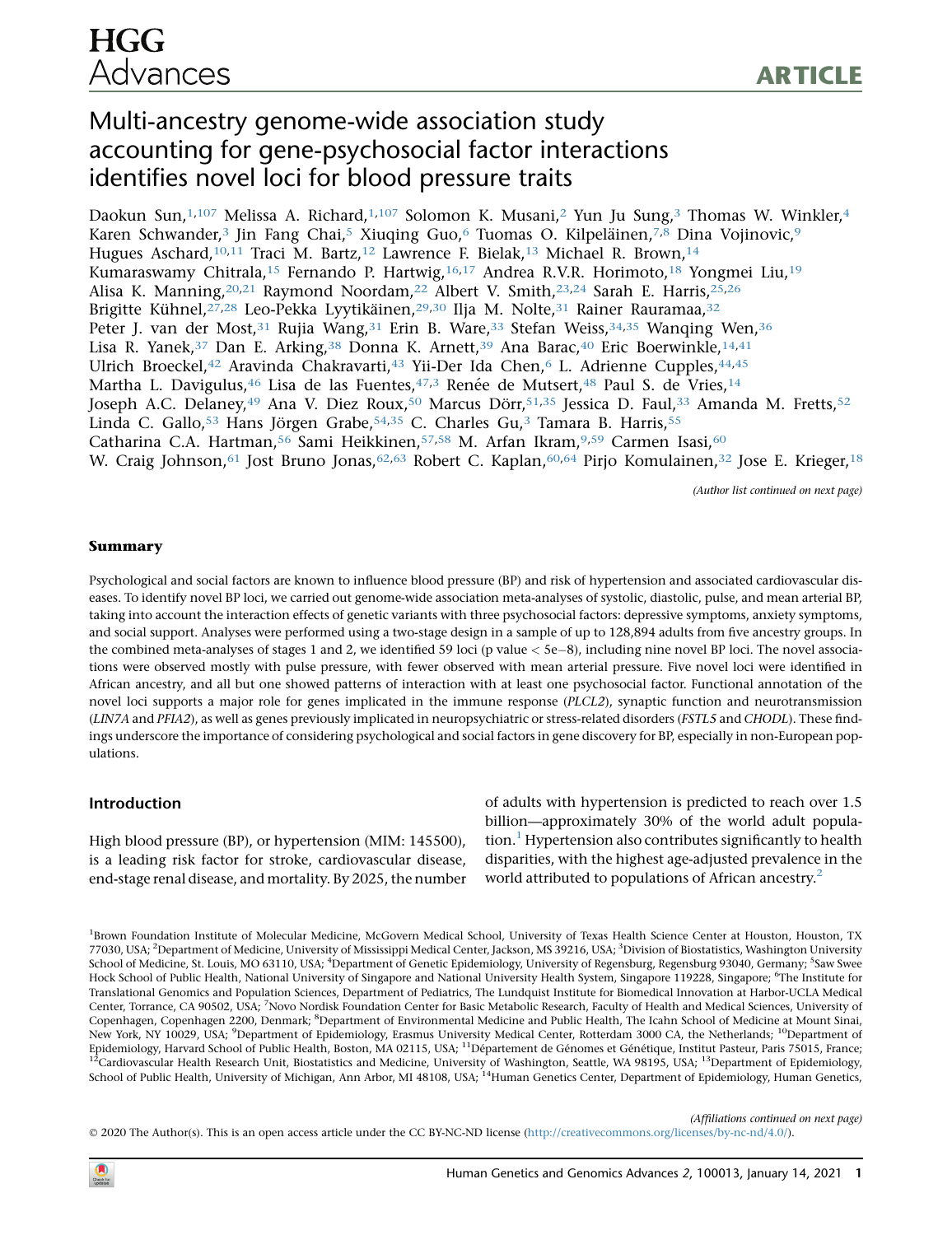# Multi-ancestry genome-wide association study accounting for gene-psychosocial factor interactions identifies novel loci for blood pressure traits

Daokun Sun,[1,107] Melissa A. Richard,[1,107] Solomon K. Musani,[2] Yun Ju Sung,[3] Thomas W. Winkler,[4] Karen Schwander,[3] Jin Fang Chai,[5] Xiuqing Guo,[6] Tuomas O. Kilpeläinen,[7,8] Dina Vojinovic,[9] Hugues Aschard,[10,11] Traci M. Bartz,[12] Lawrence F. Bielak,[13] Michael R. Brown,[14] Kumaraswamy Chitrala,[15] Fernando P. Hartwig,[16,17] Andrea R.V.R. Horimoto,[18] Yongmei Liu,[19] Alisa K. Manning,[20,21] Raymond Noordam,[22] Albert V. Smith,[23,24] Sarah E. Harris,[25,26] Brigitte Kühnel,[27,28] Leo-Pekka Lyytikäinen,[29,30] Ilja M. Nolte,[31] Rainer Rauramaa,[32] Peter J. van der Most,[31] Rujia Wang,[31] Erin B. Ware,[33] Stefan Weiss,[34,35] Wanqing Wen,[36] Lisa R. Yanek,[37] Dan E. Arking,[38] Donna K. Arnett,[39] Ana Barac,[40] Eric Boerwinkle,[14,41] Ulrich Broeckel,[42] Aravinda Chakravarti,[43] Yii-Der Ida Chen,[6] L. Adrienne Cupples,[44,45] Martha L. Davigulus,[46] Lisa de las Fuentes,[47,3] Renée de Mutsert,[48] Paul S. de Vries,[14] Joseph A.C. Delaney,[49] Ana V. Diez Roux,[50] Marcus Dörr,[51,35] Jessica D. Faul,[33] Amanda M. Fretts,[52] Linda C. Gallo,[53] Hans Jörgen Grabe,[54,35] C. Charles Gu,[3] Tamara B. Harris,[55] Catharina C.A. Hartman,[56] Sami Heikkinen,[57,58] M. Arfan Ikram,[9,59] Carmen Isasi,[60] W. Craig Johnson,[61] Jost Bruno Jonas,[62,63] Robert C. Kaplan,[60,64] Pirjo Komulainen,[32] Jose E. Krieger,[18]

*(Author list continued on next page)*

## Summary

Psychological and social factors are known to influence blood pressure (BP) and risk of hypertension and associated cardiovascular diseases. To identify novel BP loci, we carried out genome-wide association meta-analyses of systolic, diastolic, pulse, and mean arterial BP, taking into account the interaction effects of genetic variants with three psychosocial factors: depressive symptoms, anxiety symptoms, and social support. Analyses were performed using a two-stage design in a sample of up to 128,894 adults from five ancestry groups. In the combined meta-analyses of stages 1 and 2, we identified 59 loci (p value < 5e−8), including nine novel BP loci. The novel associations were observed mostly with pulse pressure, with fewer observed with mean arterial pressure. Five novel loci were identified in African ancestry, and all but one showed patterns of interaction with at least one psychosocial factor. Functional annotation of the novel loci supports a major role for genes implicated in the immune response (*PLCL2*), synaptic function and neurotransmission (*LIN7A* and *PFIA2*), as well as genes previously implicated in neuropsychiatric or stress-related disorders (*FSTL5* and *CHODL*). These findings underscore the importance of considering psychological and social factors in gene discovery for BP, especially in non-European populations.

## Introduction

High blood pressure (BP), or hypertension (MIM: 145500), is a leading risk factor for stroke, cardiovascular disease, end-stage renal disease, and mortality. By 2025, the number of adults with hypertension is predicted to reach over 1.5 billion—approximately 30% of the world adult population.[1] Hypertension also contributes significantly to health disparities, with the highest age-adjusted prevalence in the world attributed to populations of African ancestry.[2]

[1]Brown Foundation Institute of Molecular Medicine, McGovern Medical School, University of Texas Health Science Center at Houston, Houston, TX 77030, USA; [2]Department of Medicine, University of Mississippi Medical Center, Jackson, MS 39216, USA; [3]Division of Biostatistics, Washington University School of Medicine, St. Louis, MO 63110, USA; [4]Department of Genetic Epidemiology, University of Regensburg, Regensburg 93040, Germany; [5]Saw Swee Hock School of Public Health, National University of Singapore and National University Health System, Singapore 119228, Singapore; [6]The Institute for Translational Genomics and Population Sciences, Department of Pediatrics, The Lundquist Institute for Biomedical Innovation at Harbor-UCLA Medical Center, Torrance, CA 90502, USA; [7]Novo Nordisk Foundation Center for Basic Metabolic Research, Faculty of Health and Medical Sciences, University of Copenhagen, Copenhagen 2200, Denmark; [8]Department of Environmental Medicine and Public Health, The Icahn School of Medicine at Mount Sinai, New York, NY 10029, USA; [9]Department of Epidemiology, Erasmus University Medical Center, Rotterdam 3000 CA, the Netherlands; [10]Department of Epidemiology, Harvard School of Public Health, Boston, MA 02115, USA; [11]Département de Génomes et Génétique, Institut Pasteur, Paris 75015, France; [12]Cardiovascular Health Research Unit, Biostatistics and Medicine, University of Washington, Seattle, WA 98195, USA; [13]Department of Epidemiology, School of Public Health, University of Michigan, Ann Arbor, MI 48108, USA; [14]Human Genetics Center, Department of Epidemiology, Human Genetics,

*(Affiliations continued on next page)*

© 2020 The Author(s). This is an open access article under the CC BY-NC-ND license (http://creativecommons.org/licenses/by-nc-nd/4.0/).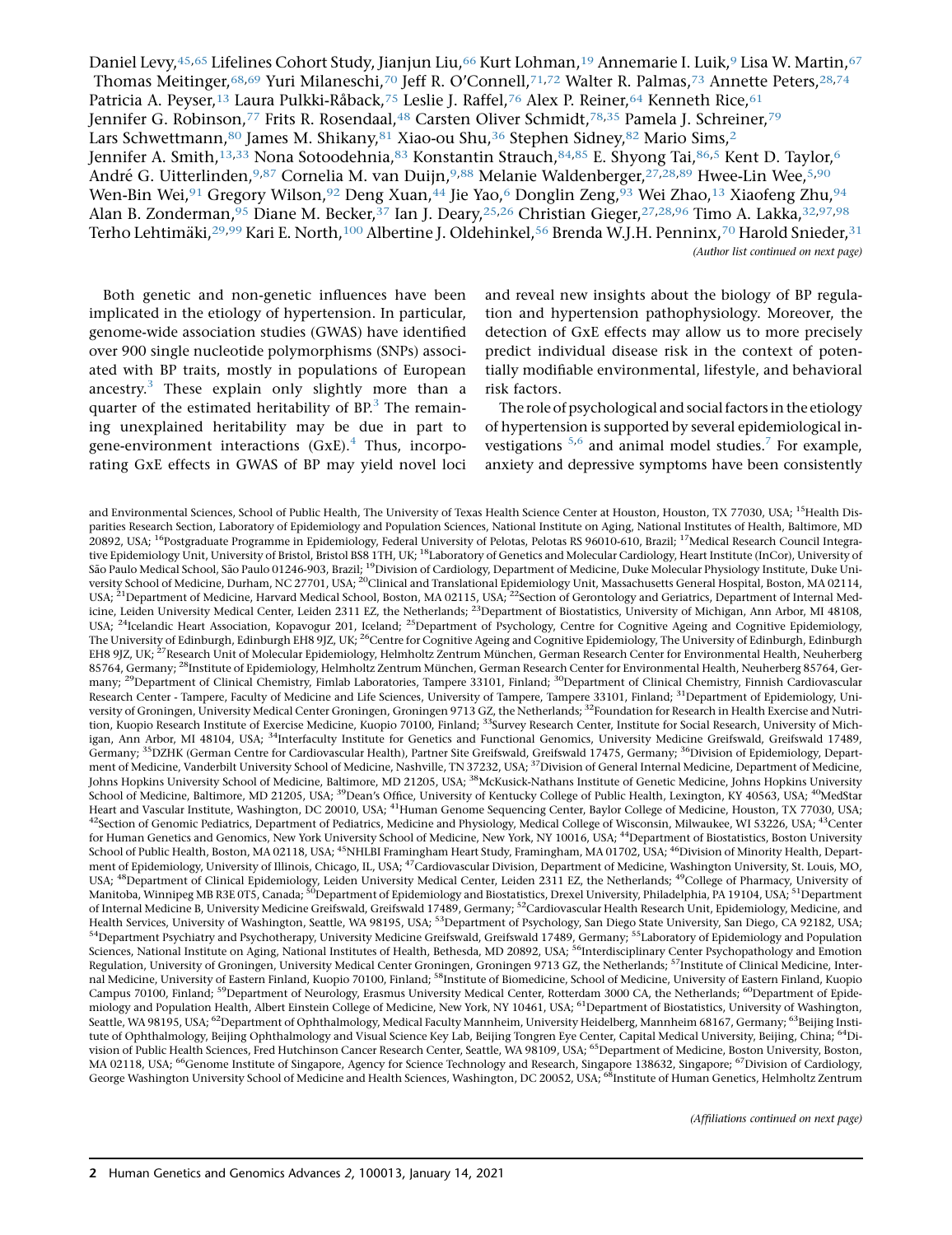Daniel Levy,[45,65] Lifelines Cohort Study, Jianjun Liu,[66] Kurt Lohman,[19] Annemarie I. Luik,[9] Lisa W. Martin,[67] Thomas Meitinger,[68,69] Yuri Milaneschi,[70] Jeff R. O'Connell,[71,72] Walter R. Palmas,[73] Annette Peters,[28,74] Patricia A. Peyser,[13] Laura Pulkki-Råback,[75] Leslie J. Raffel,[76] Alex P. Reiner,[64] Kenneth Rice,[61] Jennifer G. Robinson,[77] Frits R. Rosendaal,[48] Carsten Oliver Schmidt,[78,35] Pamela J. Schreiner,[79] Lars Schwettmann,[80] James M. Shikany,[81] Xiao-ou Shu,[36] Stephen Sidney,[82] Mario Sims,[2] Jennifer A. Smith,[13,33] Nona Sotoodehnia,[83] Konstantin Strauch,[84,85] E. Shyong Tai,[86,5] Kent D. Taylor,[6] André G. Uitterlinden,[9,87] Cornelia M. van Duijn,[9,88] Melanie Waldenberger,[27,28,89] Hwee-Lin Wee,[5,90] Wen-Bin Wei,[91] Gregory Wilson,[92] Deng Xuan,[44] Jie Yao,[6] Donglin Zeng,[93] Wei Zhao,[13] Xiaofeng Zhu,[94] Alan B. Zonderman,[95] Diane M. Becker,[37] Ian J. Deary,[25,26] Christian Gieger,[27,28,96] Timo A. Lakka,[32,97,98] Terho Lehtimäki,[29,99] Kari E. North,[100] Albertine J. Oldehinkel,[56] Brenda W.J.H. Penninx,[70] Harold Snieder,[31]

*(Author list continued on next page)*

Both genetic and non-genetic influences have been implicated in the etiology of hypertension. In particular, genome-wide association studies (GWAS) have identified over 900 single nucleotide polymorphisms (SNPs) associated with BP traits, mostly in populations of European ancestry.[3] These explain only slightly more than a quarter of the estimated heritability of BP.[3] The remaining unexplained heritability may be due in part to gene-environment interactions (GxE).[4] Thus, incorporating GxE effects in GWAS of BP may yield novel loci and reveal new insights about the biology of BP regulation and hypertension pathophysiology. Moreover, the detection of GxE effects may allow us to more precisely predict individual disease risk in the context of potentially modifiable environmental, lifestyle, and behavioral risk factors.

The role of psychological and social factors in the etiology of hypertension is supported by several epidemiological investigations [5,6] and animal model studies.[7] For example, anxiety and depressive symptoms have been consistently

and Environmental Sciences, School of Public Health, The University of Texas Health Science Center at Houston, Houston, TX 77030, USA; [15]Health Disparities Research Section, Laboratory of Epidemiology and Population Sciences, National Institute on Aging, National Institutes of Health, Baltimore, MD 20892, USA; [16]Postgraduate Programme in Epidemiology, Federal University of Pelotas, Pelotas RS 96010-610, Brazil; [17]Medical Research Council Integrative Epidemiology Unit, University of Bristol, Bristol BS8 1TH, UK; [18]Laboratory of Genetics and Molecular Cardiology, Heart Institute (InCor), University of São Paulo Medical School, São Paulo 01246-903, Brazil; [19]Division of Cardiology, Department of Medicine, Duke Molecular Physiology Institute, Duke University School of Medicine, Durham, NC 27701, USA; [20]Clinical and Translational Epidemiology Unit, Massachusetts General Hospital, Boston, MA 02114, USA; [21]Department of Medicine, Harvard Medical School, Boston, MA 02115, USA; [22]Section of Gerontology and Geriatrics, Department of Internal Medicine, Leiden University Medical Center, Leiden 2311 EZ, the Netherlands; [23]Department of Biostatistics, University of Michigan, Ann Arbor, MI 48108, USA; [24]Icelandic Heart Association, Kopavogur 201, Iceland; [25]Department of Psychology, Centre for Cognitive Ageing and Cognitive Epidemiology, The University of Edinburgh, Edinburgh EH8 9JZ, UK; [26]Centre for Cognitive Ageing and Cognitive Epidemiology, The University of Edinburgh, Edinburgh EH8 9JZ, UK; [27]Research Unit of Molecular Epidemiology, Helmholtz Zentrum München, German Research Center for Environmental Health, Neuherberg 85764, Germany; [28]Institute of Epidemiology, Helmholtz Zentrum München, German Research Center for Environmental Health, Neuherberg 85764, Germany; [29]Department of Clinical Chemistry, Fimlab Laboratories, Tampere 33101, Finland; [30]Department of Clinical Chemistry, Finnish Cardiovascular Research Center - Tampere, Faculty of Medicine and Life Sciences, University of Tampere, Tampere 33101, Finland; [31]Department of Epidemiology, University of Groningen, University Medical Center Groningen, Groningen 9713 GZ, the Netherlands; [32]Foundation for Research in Health Exercise and Nutrition, Kuopio Research Institute of Exercise Medicine, Kuopio 70100, Finland; [33]Survey Research Center, Institute for Social Research, University of Michigan, Ann Arbor, MI 48104, USA; [34]Interfaculty Institute for Genetics and Functional Genomics, University Medicine Greifswald, Greifswald 17489, Germany; [35]DZHK (German Centre for Cardiovascular Health), Partner Site Greifswald, Greifswald 17475, Germany; [36]Division of Epidemiology, Department of Medicine, Vanderbilt University School of Medicine, Nashville, TN 37232, USA; [37]Division of General Internal Medicine, Department of Medicine, Johns Hopkins University School of Medicine, Baltimore, MD 21205, USA; [38]McKusick-Nathans Institute of Genetic Medicine, Johns Hopkins University School of Medicine, Baltimore, MD 21205, USA; [39]Dean's Office, University of Kentucky College of Public Health, Lexington, KY 40563, USA; [40]MedStar Heart and Vascular Institute, Washington, DC 20010, USA; [41]Human Genome Sequencing Center, Baylor College of Medicine, Houston, TX 77030, USA; [42]Section of Genomic Pediatrics, Department of Pediatrics, Medicine and Physiology, Medical College of Wisconsin, Milwaukee, WI 53226, USA; [43]Center for Human Genetics and Genomics, New York University School of Medicine, New York, NY 10016, USA; [44]Department of Biostatistics, Boston University School of Public Health, Boston, MA 02118, USA; [45]NHLBI Framingham Heart Study, Framingham, MA 01702, USA; [46]Division of Minority Health, Department of Epidemiology, University of Illinois, Chicago, IL, USA; [47]Cardiovascular Division, Department of Medicine, Washington University, St. Louis, MO, USA; [48]Department of Clinical Epidemiology, Leiden University Medical Center, Leiden 2311 EZ, the Netherlands; [49]College of Pharmacy, University of Manitoba, Winnipeg MB R3E 0T5, Canada; [50]Department of Epidemiology and Biostatistics, Drexel University, Philadelphia, PA 19104, USA; [51]Department of Internal Medicine B, University Medicine Greifswald, Greifswald 17489, Germany; [52]Cardiovascular Health Research Unit, Epidemiology, Medicine, and Health Services, University of Washington, Seattle, WA 98195, USA; [53]Department of Psychology, San Diego State University, San Diego, CA 92182, USA; [54]Department Psychiatry and Psychotherapy, University Medicine Greifswald, Greifswald 17489, Germany; [55]Laboratory of Epidemiology and Population Sciences, National Institute on Aging, National Institutes of Health, Bethesda, MD 20892, USA; [56]Interdisciplinary Center Psychopathology and Emotion Regulation, University of Groningen, University Medical Center Groningen, Groningen 9713 GZ, the Netherlands; [57]Institute of Clinical Medicine, Internal Medicine, University of Eastern Finland, Kuopio 70100, Finland; [58]Institute of Biomedicine, School of Medicine, University of Eastern Finland, Kuopio Campus 70100, Finland; [59]Department of Neurology, Erasmus University Medical Center, Rotterdam 3000 CA, the Netherlands; [60]Department of Epidemiology and Population Health, Albert Einstein College of Medicine, New York, NY 10461, USA; [61]Department of Biostatistics, University of Washington, Seattle, WA 98195, USA; [62]Department of Ophthalmology, Medical Faculty Mannheim, University Heidelberg, Mannheim 68167, Germany; [63]Beijing Institute of Ophthalmology, Beijing Ophthalmology and Visual Science Key Lab, Beijing Tongren Eye Center, Capital Medical University, Beijing, China; [64]Division of Public Health Sciences, Fred Hutchinson Cancer Research Center, Seattle, WA 98109, USA; [65]Department of Medicine, Boston University, Boston, MA 02118, USA; [66]Genome Institute of Singapore, Agency for Science Technology and Research, Singapore 138632, Singapore; [67]Division of Cardiology, George Washington University School of Medicine and Health Sciences, Washington, DC 20052, USA; [68]Institute of Human Genetics, Helmholtz Zentrum

*(Affiliations continued on next page)*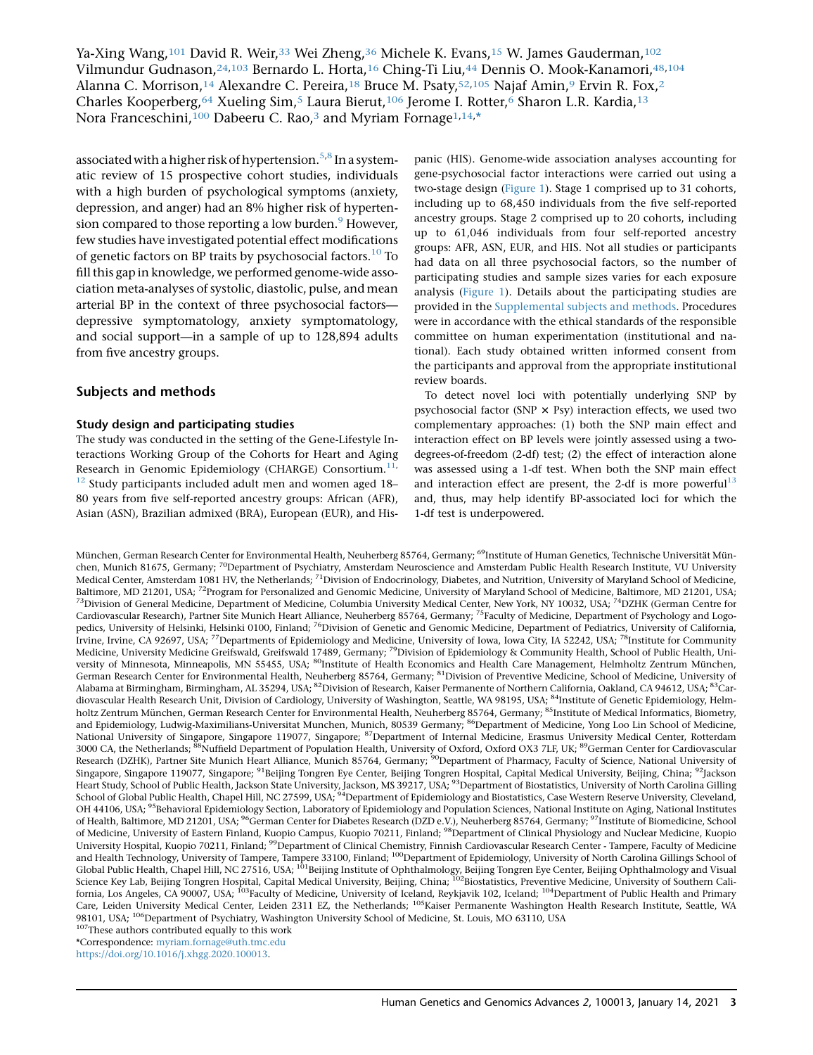Ya-Xing Wang,[101] David R. Weir,[33] Wei Zheng,[36] Michele K. Evans,[15] W. James Gauderman,[102] Vilmundur Gudnason,[24,103] Bernardo L. Horta,[16] Ching-Ti Liu,[44] Dennis O. Mook-Kanamori,[48,104] Alanna C. Morrison,[14] Alexandre C. Pereira,[18] Bruce M. Psaty,[52,105] Najaf Amin,[9] Ervin R. Fox,[2] Charles Kooperberg,[64] Xueling Sim,[5] Laura Bierut,[106] Jerome I. Rotter,[6] Sharon L.R. Kardia,[13] Nora Franceschini,[100] Dabeeru C. Rao,[3] and Myriam Fornage[1,14,*]

associated with a higher risk of hypertension.[5,8] In a systematic review of 15 prospective cohort studies, individuals with a high burden of psychological symptoms (anxiety, depression, and anger) had an 8% higher risk of hypertension compared to those reporting a low burden.[9] However, few studies have investigated potential effect modifications of genetic factors on BP traits by psychosocial factors.[10] To fill this gap in knowledge, we performed genome-wide association meta-analyses of systolic, diastolic, pulse, and mean arterial BP in the context of three psychosocial factors—depressive symptomatology, anxiety symptomatology, and social support—in a sample of up to 128,894 adults from five ancestry groups.

## Subjects and methods

### Study design and participating studies

The study was conducted in the setting of the Gene-Lifestyle Interactions Working Group of the Cohorts for Heart and Aging Research in Genomic Epidemiology (CHARGE) Consortium.[11,12] Study participants included adult men and women aged 18–80 years from five self-reported ancestry groups: African (AFR), Asian (ASN), Brazilian admixed (BRA), European (EUR), and Hispanic (HIS). Genome-wide association analyses accounting for gene-psychosocial factor interactions were carried out using a two-stage design (Figure 1). Stage 1 comprised up to 31 cohorts, including up to 68,450 individuals from the five self-reported ancestry groups. Stage 2 comprised up to 20 cohorts, including up to 61,046 individuals from four self-reported ancestry groups: AFR, ASN, EUR, and HIS. Not all studies or participants had data on all three psychosocial factors, so the number of participating studies and sample sizes varies for each exposure analysis (Figure 1). Details about the participating studies are provided in the Supplemental subjects and methods. Procedures were in accordance with the ethical standards of the responsible committee on human experimentation (institutional and national). Each study obtained written informed consent from the participants and approval from the appropriate institutional review boards.

To detect novel loci with potentially underlying SNP by psychosocial factor (SNP × Psy) interaction effects, we used two complementary approaches: (1) both the SNP main effect and interaction effect on BP levels were jointly assessed using a two-degrees-of-freedom (2-df) test; (2) the effect of interaction alone was assessed using a 1-df test. When both the SNP main effect and interaction effect are present, the 2-df is more powerful[13] and, thus, may help identify BP-associated loci for which the 1-df test is underpowered.

München, German Research Center for Environmental Health, Neuherberg 85764, Germany; [69]Institute of Human Genetics, Technische Universität München, Munich 81675, Germany; [70]Department of Psychiatry, Amsterdam Neuroscience and Amsterdam Public Health Research Institute, VU University Medical Center, Amsterdam 1081 HV, the Netherlands; [71]Division of Endocrinology, Diabetes, and Nutrition, University of Maryland School of Medicine, Baltimore, MD 21201, USA; [72]Program for Personalized and Genomic Medicine, University of Maryland School of Medicine, Baltimore, MD 21201, USA; [73]Division of General Medicine, Department of Medicine, Columbia University Medical Center, New York, NY 10032, USA; [74]DZHK (German Centre for Cardiovascular Research), Partner Site Munich Heart Alliance, Neuherberg 85764, Germany; [75]Faculty of Medicine, Department of Psychology and Logopedics, University of Helsinki, Helsinki 0100, Finland; [76]Division of Genetic and Genomic Medicine, Department of Pediatrics, University of California, Irvine, Irvine, CA 92697, USA; [77]Departments of Epidemiology and Medicine, University of Iowa, Iowa City, IA 52242, USA; [78]Institute for Community Medicine, University Medicine Greifswald, Greifswald 17489, Germany; [79]Division of Epidemiology & Community Health, School of Public Health, University of Minnesota, Minneapolis, MN 55455, USA; [80]Institute of Health Economics and Health Care Management, Helmholtz Zentrum München, German Research Center for Environmental Health, Neuherberg 85764, Germany; [81]Division of Preventive Medicine, School of Medicine, University of Alabama at Birmingham, Birmingham, AL 35294, USA; [82]Division of Research, Kaiser Permanente of Northern California, Oakland, CA 94612, USA; [83]Cardiovascular Health Research Unit, Division of Cardiology, University of Washington, Seattle, WA 98195, USA; [84]Institute of Genetic Epidemiology, Helmholtz Zentrum München, German Research Center for Environmental Health, Neuherberg 85764, Germany; [85]Institute of Medical Informatics, Biometry, and Epidemiology, Ludwig-Maximilians-Universitat Munchen, Munich, 80539 Germany; [86]Department of Medicine, Yong Loo Lin School of Medicine, National University of Singapore, Singapore 119077, Singapore; [87]Department of Internal Medicine, Erasmus University Medical Center, Rotterdam 3000 CA, the Netherlands; [88]Nuffield Department of Population Health, University of Oxford, Oxford OX3 7LF, UK; [89]German Center for Cardiovascular Research (DZHK), Partner Site Munich Heart Alliance, Munich 85764, Germany; [90]Department of Pharmacy, Faculty of Science, National University of Singapore, Singapore 119077, Singapore; [91]Beijing Tongren Eye Center, Beijing Tongren Hospital, Capital Medical University, Beijing, China; [92]Jackson Heart Study, School of Public Health, Jackson State University, Jackson, MS 39217, USA; [93]Department of Biostatistics, University of North Carolina Gilling School of Global Public Health, Chapel Hill, NC 27599, USA; [94]Department of Epidemiology and Biostatistics, Case Western Reserve University, Cleveland, OH 44106, USA; [95]Behavioral Epidemiology Section, Laboratory of Epidemiology and Population Sciences, National Institute on Aging, National Institutes of Health, Baltimore, MD 21201, USA; [96]German Center for Diabetes Research (DZD e.V.), Neuherberg 85764, Germany; [97]Institute of Biomedicine, School of Medicine, University of Eastern Finland, Kuopio Campus, Kuopio 70211, Finland; [98]Department of Clinical Physiology and Nuclear Medicine, Kuopio University Hospital, Kuopio 70211, Finland; [99]Department of Clinical Chemistry, Finnish Cardiovascular Research Center - Tampere, Faculty of Medicine and Health Technology, University of Tampere, Tampere 33100, Finland; [100]Department of Epidemiology, University of North Carolina Gillings School of Global Public Health, Chapel Hill, NC 27516, USA; [101]Beijing Institute of Ophthalmology, Beijing Tongren Eye Center, Beijing Ophthalmology and Visual Science Key Lab, Beijing Tongren Hospital, Capital Medical University, Beijing, China; [102]Biostatistics, Preventive Medicine, University of Southern California, Los Angeles, CA 90007, USA; [103]Faculty of Medicine, University of Iceland, Reykjavik 102, Iceland; [104]Department of Public Health and Primary Care, Leiden University Medical Center, Leiden 2311 EZ, the Netherlands; [105]Kaiser Permanente Washington Health Research Institute, Seattle, WA 98101, USA; [106]Department of Psychiatry, Washington University School of Medicine, St. Louis, MO 63110, USA

[107]These authors contributed equally to this work

*Correspondence: myriam.fornage@uth.tmc.edu

https://doi.org/10.1016/j.xhgg.2020.100013.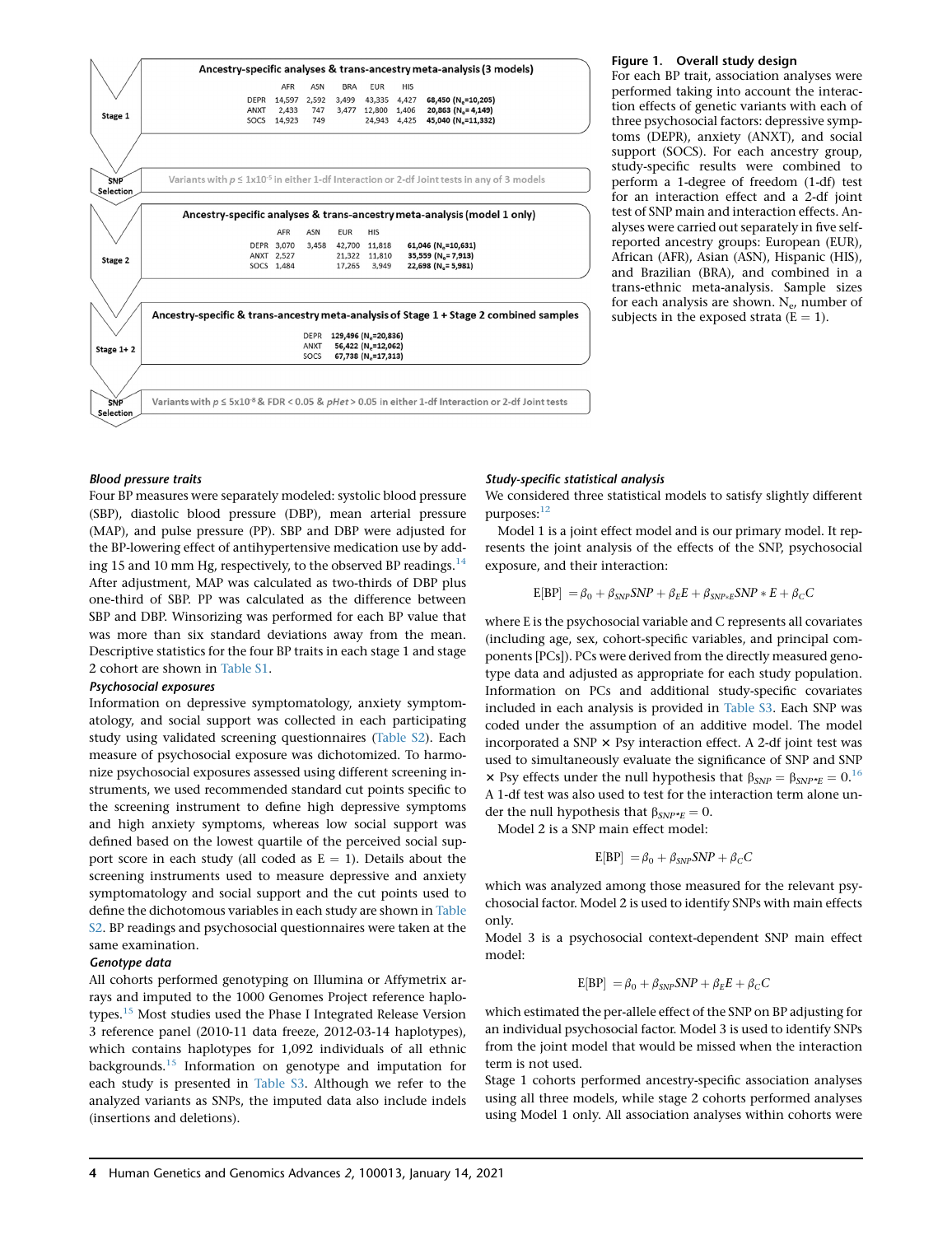**Stage 1**

**Ancestry-specific analyses & trans-ancestry meta-analysis (3 models)**

| | AFR | ASN | BRA | EUR | HIS | |
|---|---|---|---|---|---|---|
| DEPR | 14,597 | 2,592 | 3,499 | 43,335 | 4,427 | 68,450 ($N_e$=10,205) |
| ANXT | 2,433 | 747 | 3,477 | 12,800 | 1,406 | 20,863 ($N_e$= 4,149) |
| SOCS | 14,923 | 749 | | 24,943 | 4,425 | 45,040 ($N_e$=11,332) |

**SNP Selection**

Variants with $p \leq 1 \times 10^{-5}$ in either 1-df Interaction or 2-df Joint tests in any of 3 models

**Stage 2**

**Ancestry-specific analyses & trans-ancestry meta-analysis (model 1 only)**

| | AFR | ASN | EUR | HIS | |
|---|---|---|---|---|---|
| DEPR | 3,070 | 3,458 | 42,700 | 11,818 | 61,046 ($N_e$=10,631) |
| ANXT | 2,527 | | 21,322 | 11,810 | 35,559 ($N_e$= 7,913) |
| SOCS | 1,484 | | 17,265 | 3,949 | 22,698 ($N_e$= 5,981) |

**Stage 1+ 2**

**Ancestry-specific & trans-ancestry meta-analysis of Stage 1 + Stage 2 combined samples**

| | |
|---|---|
| DEPR | 129,496 ($N_e$=20,836) |
| ANXT | 56,422 ($N_e$=12,062) |
| SOCS | 67,738 ($N_e$=17,313) |

**SNP Selection**

Variants with $p \leq 5 \times 10^{-8}$ & FDR < 0.05 & *pHet* > 0.05 in either 1-df Interaction or 2-df Joint tests

**Figure 1. Overall study design**
For each BP trait, association analyses were performed taking into account the interaction effects of genetic variants with each of three psychosocial factors: depressive symptoms (DEPR), anxiety (ANXT), and social support (SOCS). For each ancestry group, study-specific results were combined to perform a 1-degree of freedom (1-df) test for an interaction effect and a 2-df joint test of SNP main and interaction effects. Analyses were carried out separately in five self-reported ancestry groups: European (EUR), African (AFR), Asian (ASN), Hispanic (HIS), and Brazilian (BRA), and combined in a trans-ethnic meta-analysis. Sample sizes for each analysis are shown. $N_e$, number of subjects in the exposed strata (E = 1).

### *Blood pressure traits*

Four BP measures were separately modeled: systolic blood pressure (SBP), diastolic blood pressure (DBP), mean arterial pressure (MAP), and pulse pressure (PP). SBP and DBP were adjusted for the BP-lowering effect of antihypertensive medication use by adding 15 and 10 mm Hg, respectively, to the observed BP readings.[14] After adjustment, MAP was calculated as two-thirds of DBP plus one-third of SBP. PP was calculated as the difference between SBP and DBP. Winsorizing was performed for each BP value that was more than six standard deviations away from the mean. Descriptive statistics for the four BP traits in each stage 1 and stage 2 cohort are shown in Table S1.

### *Psychosocial exposures*

Information on depressive symptomatology, anxiety symptomatology, and social support was collected in each participating study using validated screening questionnaires (Table S2). Each measure of psychosocial exposure was dichotomized. To harmonize psychosocial exposures assessed using different screening instruments, we used recommended standard cut points specific to the screening instrument to define high depressive symptoms and high anxiety symptoms, whereas low social support was defined based on the lowest quartile of the perceived social support score in each study (all coded as E = 1). Details about the screening instruments used to measure depressive and anxiety symptomatology and social support and the cut points used to define the dichotomous variables in each study are shown in Table S2. BP readings and psychosocial questionnaires were taken at the same examination.

### *Genotype data*

All cohorts performed genotyping on Illumina or Affymetrix arrays and imputed to the 1000 Genomes Project reference haplotypes.[15] Most studies used the Phase I Integrated Release Version 3 reference panel (2010-11 data freeze, 2012-03-14 haplotypes), which contains haplotypes for 1,092 individuals of all ethnic backgrounds.[15] Information on genotype and imputation for each study is presented in Table S3. Although we refer to the analyzed variants as SNPs, the imputed data also include indels (insertions and deletions).

### *Study-specific statistical analysis*

We considered three statistical models to satisfy slightly different purposes:[12]

Model 1 is a joint effect model and is our primary model. It represents the joint analysis of the effects of the SNP, psychosocial exposure, and their interaction:

$$E[BP] = \beta_0 + \beta_{SNP}SNP + \beta_E E + \beta_{SNP*E}SNP * E + \beta_C C$$

where E is the psychosocial variable and C represents all covariates (including age, sex, cohort-specific variables, and principal components [PCs]). PCs were derived from the directly measured genotype data and adjusted as appropriate for each study population. Information on PCs and additional study-specific covariates included in each analysis is provided in Table S3. Each SNP was coded under the assumption of an additive model. The model incorporated a SNP × Psy interaction effect. A 2-df joint test was used to simultaneously evaluate the significance of SNP and SNP × Psy effects under the null hypothesis that $\beta_{SNP} = \beta_{SNP*E} = 0$.[16] A 1-df test was also used to test for the interaction term alone under the null hypothesis that $\beta_{SNP*E} = 0$.

Model 2 is a SNP main effect model:

$$E[BP] = \beta_0 + \beta_{SNP}SNP + \beta_C C$$

which was analyzed among those measured for the relevant psychosocial factor. Model 2 is used to identify SNPs with main effects only.

Model 3 is a psychosocial context-dependent SNP main effect model:

$$E[BP] = \beta_0 + \beta_{SNP}SNP + \beta_E E + \beta_C C$$

which estimated the per-allele effect of the SNP on BP adjusting for an individual psychosocial factor. Model 3 is used to identify SNPs from the joint model that would be missed when the interaction term is not used.

Stage 1 cohorts performed ancestry-specific association analyses using all three models, while stage 2 cohorts performed analyses using Model 1 only. All association analyses within cohorts were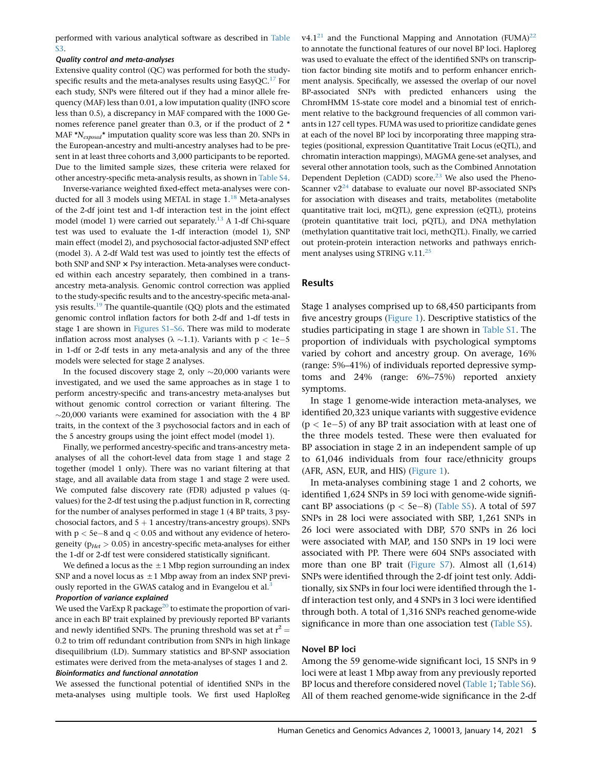performed with various analytical software as described in Table S3.

### Quality control and meta-analyses

Extensive quality control (QC) was performed for both the study-specific results and the meta-analyses results using EasyQC.[17] For each study, SNPs were filtered out if they had a minor allele frequency (MAF) less than 0.01, a low imputation quality (INFO score less than 0.5), a discrepancy in MAF compared with the 1000 Genomes reference panel greater than 0.3, or if the product of 2 * MAF *$N_{exposed}$* imputation quality score was less than 20. SNPs in the European-ancestry and multi-ancestry analyses had to be present in at least three cohorts and 3,000 participants to be reported. Due to the limited sample sizes, these criteria were relaxed for other ancestry-specific meta-analysis results, as shown in Table S4.

Inverse-variance weighted fixed-effect meta-analyses were conducted for all 3 models using METAL in stage 1.[18] Meta-analyses of the 2-df joint test and 1-df interaction test in the joint effect model (model 1) were carried out separately.[13] A 1-df Chi-square test was used to evaluate the 1-df interaction (model 1), SNP main effect (model 2), and psychosocial factor-adjusted SNP effect (model 3). A 2-df Wald test was used to jointly test the effects of both SNP and SNP × Psy interaction. Meta-analyses were conducted within each ancestry separately, then combined in a trans-ancestry meta-analysis. Genomic control correction was applied to the study-specific results and to the ancestry-specific meta-analysis results.[19] The quantile-quantile (QQ) plots and the estimated genomic control inflation factors for both 2-df and 1-df tests in stage 1 are shown in Figures S1–S6. There was mild to moderate inflation across most analyses ($\lambda \sim 1.1$). Variants with $p < 1e{-5}$ in 1-df or 2-df tests in any meta-analysis and any of the three models were selected for stage 2 analyses.

In the focused discovery stage 2, only ~20,000 variants were investigated, and we used the same approaches as in stage 1 to perform ancestry-specific and trans-ancestry meta-analyses but without genomic control correction or variant filtering. The ~20,000 variants were examined for association with the 4 BP traits, in the context of the 3 psychosocial factors and in each of the 5 ancestry groups using the joint effect model (model 1).

Finally, we performed ancestry-specific and trans-ancestry meta-analyses of all the cohort-level data from stage 1 and stage 2 together (model 1 only). There was no variant filtering at that stage, and all available data from stage 1 and stage 2 were used. We computed false discovery rate (FDR) adjusted p values (q-values) for the 2-df test using the p.adjust function in R, correcting for the number of analyses performed in stage 1 (4 BP traits, 3 psychosocial factors, and 5 + 1 ancestry/trans-ancestry groups). SNPs with $p < 5e{-8}$ and $q < 0.05$ and without any evidence of heterogeneity ($p_{Het} > 0.05$) in ancestry-specific meta-analyses for either the 1-df or 2-df test were considered statistically significant.

We defined a locus as the ±1 Mbp region surrounding an index SNP and a novel locus as ±1 Mbp away from an index SNP previously reported in the GWAS catalog and in Evangelou et al.[3]

### Proportion of variance explained

We used the VarExp R package[20] to estimate the proportion of variance in each BP trait explained by previously reported BP variants and newly identified SNPs. The pruning threshold was set at $r^2 = 0.2$ to trim off redundant contribution from SNPs in high linkage disequilibrium (LD). Summary statistics and BP-SNP association estimates were derived from the meta-analyses of stages 1 and 2.

### Bioinformatics and functional annotation

We assessed the functional potential of identified SNPs in the meta-analyses using multiple tools. We first used HaploReg v4.1[21] and the Functional Mapping and Annotation (FUMA)[22] to annotate the functional features of our novel BP loci. Haploreg was used to evaluate the effect of the identified SNPs on transcription factor binding site motifs and to perform enhancer enrichment analysis. Specifically, we assessed the overlap of our novel BP-associated SNPs with predicted enhancers using the ChromHMM 15-state core model and a binomial test of enrichment relative to the background frequencies of all common variants in 127 cell types. FUMA was used to prioritize candidate genes at each of the novel BP loci by incorporating three mapping strategies (positional, expression Quantitative Trait Locus (eQTL), and chromatin interaction mappings), MAGMA gene-set analyses, and several other annotation tools, such as the Combined Annotation Dependent Depletion (CADD) score.[23] We also used the PhenoScanner v2[24] database to evaluate our novel BP-associated SNPs for association with diseases and traits, metabolites (metabolite quantitative trait loci, mQTL), gene expression (eQTL), proteins (protein quantitative trait loci, pQTL), and DNA methylation (methylation quantitative trait loci, methQTL). Finally, we carried out protein-protein interaction networks and pathways enrichment analyses using STRING v.11.[25]

## Results

Stage 1 analyses comprised up to 68,450 participants from five ancestry groups (Figure 1). Descriptive statistics of the studies participating in stage 1 are shown in Table S1. The proportion of individuals with psychological symptoms varied by cohort and ancestry group. On average, 16% (range: 5%–41%) of individuals reported depressive symptoms and 24% (range: 6%–75%) reported anxiety symptoms.

In stage 1 genome-wide interaction meta-analyses, we identified 20,323 unique variants with suggestive evidence ($p < 1e{-5}$) of any BP trait association with at least one of the three models tested. These were then evaluated for BP association in stage 2 in an independent sample of up to 61,046 individuals from four race/ethnicity groups (AFR, ASN, EUR, and HIS) (Figure 1).

In meta-analyses combining stage 1 and 2 cohorts, we identified 1,624 SNPs in 59 loci with genome-wide significant BP associations ($p < 5e{-8}$) (Table S5). A total of 597 SNPs in 28 loci were associated with SBP, 1,261 SNPs in 26 loci were associated with DBP, 570 SNPs in 26 loci were associated with MAP, and 150 SNPs in 19 loci were associated with PP. There were 604 SNPs associated with more than one BP trait (Figure S7). Almost all (1,614) SNPs were identified through the 2-df joint test only. Additionally, six SNPs in four loci were identified through the 1-df interaction test only, and 4 SNPs in 3 loci were identified through both. A total of 1,316 SNPs reached genome-wide significance in more than one association test (Table S5).

### Novel BP loci

Among the 59 genome-wide significant loci, 15 SNPs in 9 loci were at least 1 Mbp away from any previously reported BP locus and therefore considered novel (Table 1; Table S6). All of them reached genome-wide significance in the 2-df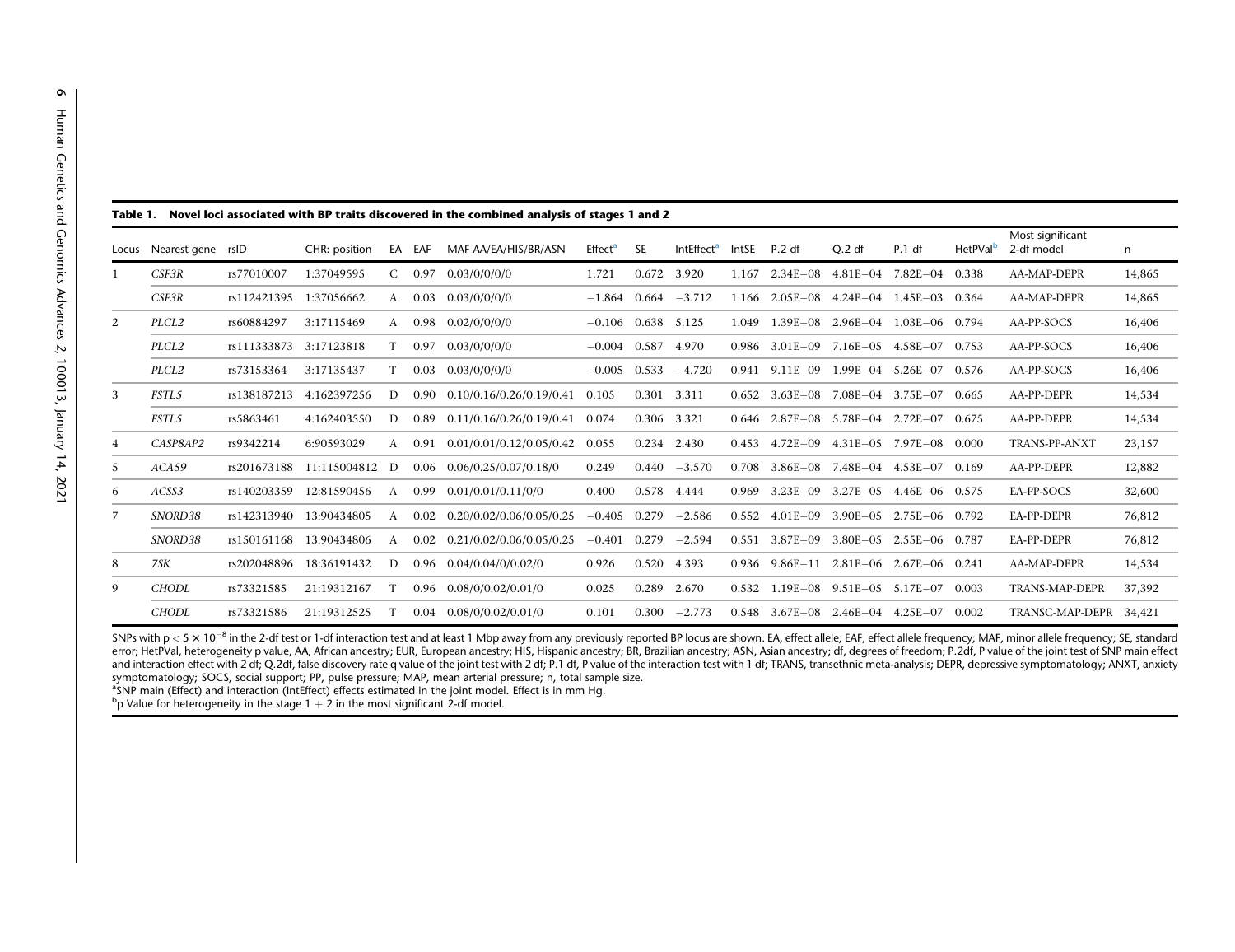**Table 1. Novel loci associated with BP traits discovered in the combined analysis of stages 1 and 2**

| Locus | Nearest gene | rsID | CHR: position | EA | EAF | MAF AA/EA/HIS/BR/ASN | Effect[a] | SE | IntEffect[a] | IntSE | P.2 df | Q.2 df | P.1 df | HetPVal[b] | Most significant 2-df model | n |
|---|---|---|---|---|---|---|---|---|---|---|---|---|---|---|---|---|
| 1 | *CSF3R* | rs77010007 | 1:37049595 | C | 0.97 | 0.03/0/0/0/0 | 1.721 | 0.672 | 3.920 | 1.167 | 2.34E−08 | 4.81E−04 | 7.82E−04 | 0.338 | AA-MAP-DEPR | 14,865 |
| | *CSF3R* | rs112421395 | 1:37056662 | A | 0.03 | 0.03/0/0/0/0 | −1.864 | 0.664 | −3.712 | 1.166 | 2.05E−08 | 4.24E−04 | 1.45E−03 | 0.364 | AA-MAP-DEPR | 14,865 |
| 2 | *PLCL2* | rs60884297 | 3:17115469 | A | 0.98 | 0.02/0/0/0/0 | −0.106 | 0.638 | 5.125 | 1.049 | 1.39E−08 | 2.96E−04 | 1.03E−06 | 0.794 | AA-PP-SOCS | 16,406 |
| | *PLCL2* | rs111333873 | 3:17123818 | T | 0.97 | 0.03/0/0/0/0 | −0.004 | 0.587 | 4.970 | 0.986 | 3.01E−09 | 7.16E−05 | 4.58E−07 | 0.753 | AA-PP-SOCS | 16,406 |
| | *PLCL2* | rs73153364 | 3:17135437 | T | 0.03 | 0.03/0/0/0/0 | −0.005 | 0.533 | −4.720 | 0.941 | 9.11E−09 | 1.99E−04 | 5.26E−07 | 0.576 | AA-PP-SOCS | 16,406 |
| 3 | *FSTL5* | rs138187213 | 4:162397256 | D | 0.90 | 0.10/0.16/0.26/0.19/0.41 | 0.105 | 0.301 | 3.311 | 0.652 | 3.63E−08 | 7.08E−04 | 3.75E−07 | 0.665 | AA-PP-DEPR | 14,534 |
| | *FSTL5* | rs5863461 | 4:162403550 | D | 0.89 | 0.11/0.16/0.26/0.19/0.41 | 0.074 | 0.306 | 3.321 | 0.646 | 2.87E−08 | 5.78E−04 | 2.72E−07 | 0.675 | AA-PP-DEPR | 14,534 |
| 4 | *CASP8AP2* | rs9342214 | 6:90593029 | A | 0.91 | 0.01/0.01/0.12/0.05/0.42 | 0.055 | 0.234 | 2.430 | 0.453 | 4.72E−09 | 4.31E−05 | 7.97E−08 | 0.000 | TRANS-PP-ANXT | 23,157 |
| 5 | *ACA59* | rs201673188 | 11:115004812 | D | 0.06 | 0.06/0.25/0.07/0.18/0 | 0.249 | 0.440 | −3.570 | 0.708 | 3.86E−08 | 7.48E−04 | 4.53E−07 | 0.169 | AA-PP-DEPR | 12,882 |
| 6 | *ACSS3* | rs140203359 | 12:81590456 | A | 0.99 | 0.01/0.01/0.11/0/0 | 0.400 | 0.578 | 4.444 | 0.969 | 3.23E−09 | 3.27E−05 | 4.46E−06 | 0.575 | EA-PP-SOCS | 32,600 |
| 7 | *SNORD38* | rs142313940 | 13:90434805 | A | 0.02 | 0.20/0.02/0.06/0.05/0.25 | −0.405 | 0.279 | −2.586 | 0.552 | 4.01E−09 | 3.90E−05 | 2.75E−06 | 0.792 | EA-PP-DEPR | 76,812 |
| | *SNORD38* | rs150161168 | 13:90434806 | A | 0.02 | 0.21/0.02/0.06/0.05/0.25 | −0.401 | 0.279 | −2.594 | 0.551 | 3.87E−09 | 3.80E−05 | 2.55E−06 | 0.787 | EA-PP-DEPR | 76,812 |
| 8 | *7SK* | rs202048896 | 18:36191432 | D | 0.96 | 0.04/0.04/0/0.02/0 | 0.926 | 0.520 | 4.393 | 0.936 | 9.86E−11 | 2.81E−06 | 2.67E−06 | 0.241 | AA-MAP-DEPR | 14,534 |
| 9 | *CHODL* | rs73321585 | 21:19312167 | T | 0.96 | 0.08/0/0.02/0.01/0 | 0.025 | 0.289 | 2.670 | 0.532 | 1.19E−08 | 9.51E−05 | 5.17E−07 | 0.003 | TRANS-MAP-DEPR | 37,392 |
| | *CHODL* | rs73321586 | 21:19312525 | T | 0.04 | 0.08/0/0.02/0.01/0 | 0.101 | 0.300 | −2.773 | 0.548 | 3.67E−08 | 2.46E−04 | 4.25E−07 | 0.002 | TRANSC-MAP-DEPR | 34,421 |

SNPs with $p < 5 \times 10^{-8}$ in the 2-df test or 1-df interaction test and at least 1 Mbp away from any previously reported BP locus are shown. EA, effect allele; EAF, effect allele frequency; MAF, minor allele frequency; SE, standard error; HetPVal, heterogeneity p value, AA, African ancestry; EUR, European ancestry; HIS, Hispanic ancestry; BR, Brazilian ancestry; ASN, Asian ancestry; df, degrees of freedom; P.2df, P value of the joint test of SNP main effect and interaction effect with 2 df; Q.2df, false discovery rate q value of the joint test with 2 df; P.1 df, P value of the interaction test with 1 df; TRANS, transethnic meta-analysis; DEPR, depressive symptomatology; ANXT, anxiety symptomatology; SOCS, social support; PP, pulse pressure; MAP, mean arterial pressure; n, total sample size.

[a]SNP main (Effect) and interaction (IntEffect) effects estimated in the joint model. Effect is in mm Hg.

[b]p Value for heterogeneity in the stage 1 + 2 in the most significant 2-df model.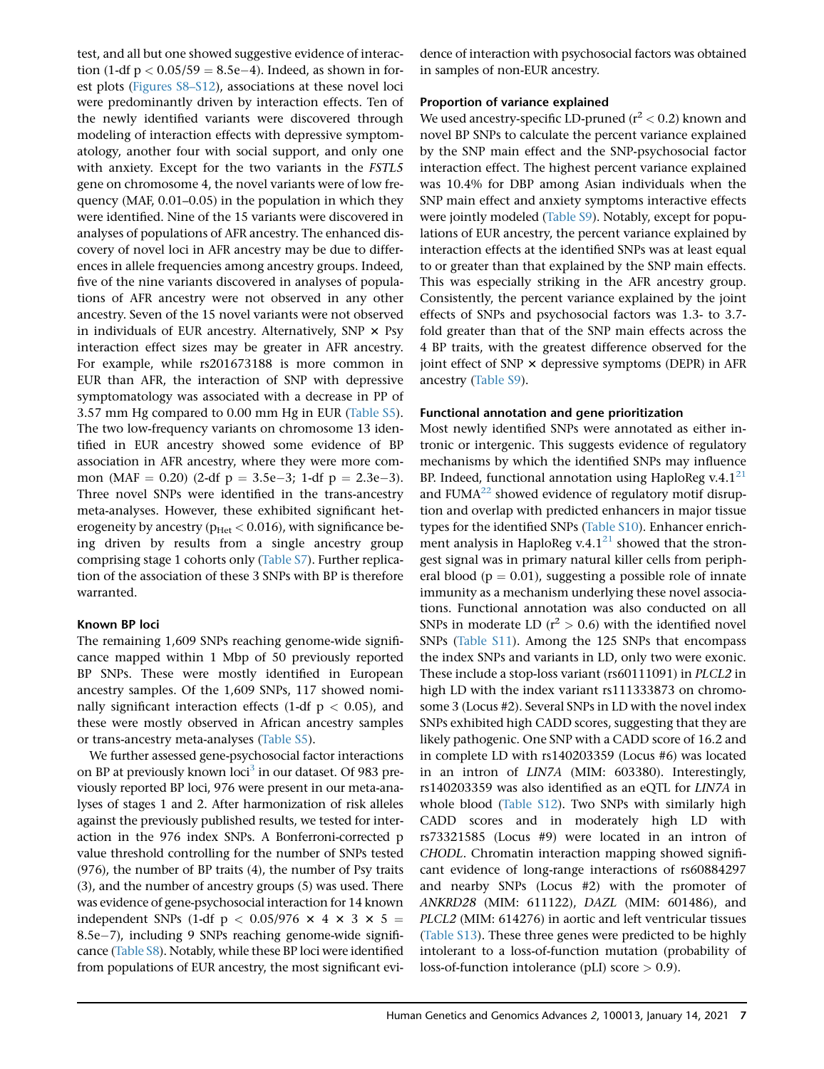test, and all but one showed suggestive evidence of interaction (1-df $p < 0.05/59 = 8.5e{-4}$). Indeed, as shown in forest plots (Figures S8–S12), associations at these novel loci were predominantly driven by interaction effects. Ten of the newly identified variants were discovered through modeling of interaction effects with depressive symptomatology, another four with social support, and only one with anxiety. Except for the two variants in the *FSTL5* gene on chromosome 4, the novel variants were of low frequency (MAF, 0.01–0.05) in the population in which they were identified. Nine of the 15 variants were discovered in analyses of populations of AFR ancestry. The enhanced discovery of novel loci in AFR ancestry may be due to differences in allele frequencies among ancestry groups. Indeed, five of the nine variants discovered in analyses of populations of AFR ancestry were not observed in any other ancestry. Seven of the 15 novel variants were not observed in individuals of EUR ancestry. Alternatively, SNP × Psy interaction effect sizes may be greater in AFR ancestry. For example, while rs201673188 is more common in EUR than AFR, the interaction of SNP with depressive symptomatology was associated with a decrease in PP of 3.57 mm Hg compared to 0.00 mm Hg in EUR (Table S5). The two low-frequency variants on chromosome 13 identified in EUR ancestry showed some evidence of BP association in AFR ancestry, where they were more common (MAF = 0.20) (2-df $p = 3.5e{-3}$; 1-df $p = 2.3e{-3}$). Three novel SNPs were identified in the trans-ancestry meta-analyses. However, these exhibited significant heterogeneity by ancestry ($p_{Het} < 0.016$), with significance being driven by results from a single ancestry group comprising stage 1 cohorts only (Table S7). Further replication of the association of these 3 SNPs with BP is therefore warranted.

### Known BP loci

The remaining 1,609 SNPs reaching genome-wide significance mapped within 1 Mbp of 50 previously reported BP SNPs. These were mostly identified in European ancestry samples. Of the 1,609 SNPs, 117 showed nominally significant interaction effects (1-df $p < 0.05$), and these were mostly observed in African ancestry samples or trans-ancestry meta-analyses (Table S5).

We further assessed gene-psychosocial factor interactions on BP at previously known loci[3] in our dataset. Of 983 previously reported BP loci, 976 were present in our meta-analyses of stages 1 and 2. After harmonization of risk alleles against the previously published results, we tested for interaction in the 976 index SNPs. A Bonferroni-corrected p value threshold controlling for the number of SNPs tested (976), the number of BP traits (4), the number of Psy traits (3), and the number of ancestry groups (5) was used. There was evidence of gene-psychosocial interaction for 14 known independent SNPs (1-df $p < 0.05/976 \times 4 \times 3 \times 5 = 8.5e{-7}$), including 9 SNPs reaching genome-wide significance (Table S8). Notably, while these BP loci were identified from populations of EUR ancestry, the most significant evidence of interaction with psychosocial factors was obtained in samples of non-EUR ancestry.

### Proportion of variance explained

We used ancestry-specific LD-pruned ($r^2 < 0.2$) known and novel BP SNPs to calculate the percent variance explained by the SNP main effect and the SNP-psychosocial factor interaction effect. The highest percent variance explained was 10.4% for DBP among Asian individuals when the SNP main effect and anxiety symptoms interactive effects were jointly modeled (Table S9). Notably, except for populations of EUR ancestry, the percent variance explained by interaction effects at the identified SNPs was at least equal to or greater than that explained by the SNP main effects. This was especially striking in the AFR ancestry group. Consistently, the percent variance explained by the joint effects of SNPs and psychosocial factors was 1.3- to 3.7-fold greater than that of the SNP main effects across the 4 BP traits, with the greatest difference observed for the joint effect of SNP × depressive symptoms (DEPR) in AFR ancestry (Table S9).

### Functional annotation and gene prioritization

Most newly identified SNPs were annotated as either intronic or intergenic. This suggests evidence of regulatory mechanisms by which the identified SNPs may influence BP. Indeed, functional annotation using HaploReg v.4.1[21] and FUMA[22] showed evidence of regulatory motif disruption and overlap with predicted enhancers in major tissue types for the identified SNPs (Table S10). Enhancer enrichment analysis in HaploReg v.4.1[21] showed that the strongest signal was in primary natural killer cells from peripheral blood ($p = 0.01$), suggesting a possible role of innate immunity as a mechanism underlying these novel associations. Functional annotation was also conducted on all SNPs in moderate LD ($r^2 > 0.6$) with the identified novel SNPs (Table S11). Among the 125 SNPs that encompass the index SNPs and variants in LD, only two were exonic. These include a stop-loss variant (rs60111091) in *PLCL2* in high LD with the index variant rs111333873 on chromosome 3 (Locus #2). Several SNPs in LD with the novel index SNPs exhibited high CADD scores, suggesting that they are likely pathogenic. One SNP with a CADD score of 16.2 and in complete LD with rs140203359 (Locus #6) was located in an intron of *LIN7A* (MIM: 603380). Interestingly, rs140203359 was also identified as an eQTL for *LIN7A* in whole blood (Table S12). Two SNPs with similarly high CADD scores and in moderately high LD with rs73321585 (Locus #9) were located in an intron of *CHODL*. Chromatin interaction mapping showed significant evidence of long-range interactions of rs60884297 and nearby SNPs (Locus #2) with the promoter of *ANKRD28* (MIM: 611122), *DAZL* (MIM: 601486), and *PLCL2* (MIM: 614276) in aortic and left ventricular tissues (Table S13). These three genes were predicted to be highly intolerant to a loss-of-function mutation (probability of loss-of-function intolerance (pLI) score > 0.9).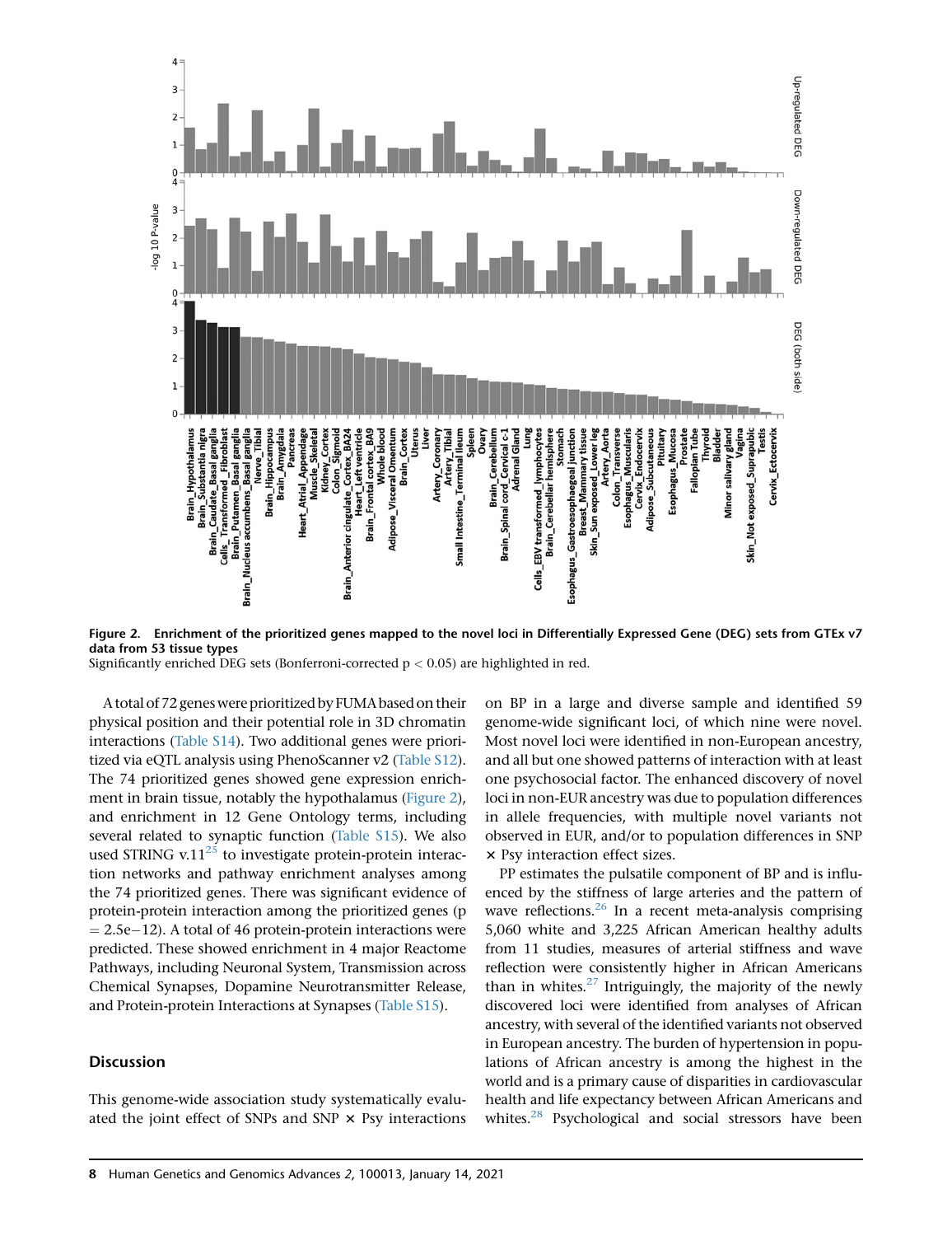**Figure 2. Enrichment of the prioritized genes mapped to the novel loci in Differentially Expressed Gene (DEG) sets from GTEx v7 data from 53 tissue types**

Significantly enriched DEG sets (Bonferroni-corrected p < 0.05) are highlighted in red.

A total of 72 genes were prioritized by FUMA based on their physical position and their potential role in 3D chromatin interactions (Table S14). Two additional genes were prioritized via eQTL analysis using PhenoScanner v2 (Table S12). The 74 prioritized genes showed gene expression enrichment in brain tissue, notably the hypothalamus (Figure 2), and enrichment in 12 Gene Ontology terms, including several related to synaptic function (Table S15). We also used STRING v.11[25] to investigate protein-protein interaction networks and pathway enrichment analyses among the 74 prioritized genes. There was significant evidence of protein-protein interaction among the prioritized genes (p = 2.5e−12). A total of 46 protein-protein interactions were predicted. These showed enrichment in 4 major Reactome Pathways, including Neuronal System, Transmission across Chemical Synapses, Dopamine Neurotransmitter Release, and Protein-protein Interactions at Synapses (Table S15).

## Discussion

This genome-wide association study systematically evaluated the joint effect of SNPs and SNP × Psy interactions on BP in a large and diverse sample and identified 59 genome-wide significant loci, of which nine were novel. Most novel loci were identified in non-European ancestry, and all but one showed patterns of interaction with at least one psychosocial factor. The enhanced discovery of novel loci in non-EUR ancestry was due to population differences in allele frequencies, with multiple novel variants not observed in EUR, and/or to population differences in SNP × Psy interaction effect sizes.

PP estimates the pulsatile component of BP and is influenced by the stiffness of large arteries and the pattern of wave reflections.[26] In a recent meta-analysis comprising 5,060 white and 3,225 African American healthy adults from 11 studies, measures of arterial stiffness and wave reflection were consistently higher in African Americans than in whites.[27] Intriguingly, the majority of the newly discovered loci were identified from analyses of African ancestry, with several of the identified variants not observed in European ancestry. The burden of hypertension in populations of African ancestry is among the highest in the world and is a primary cause of disparities in cardiovascular health and life expectancy between African Americans and whites.[28] Psychological and social stressors have been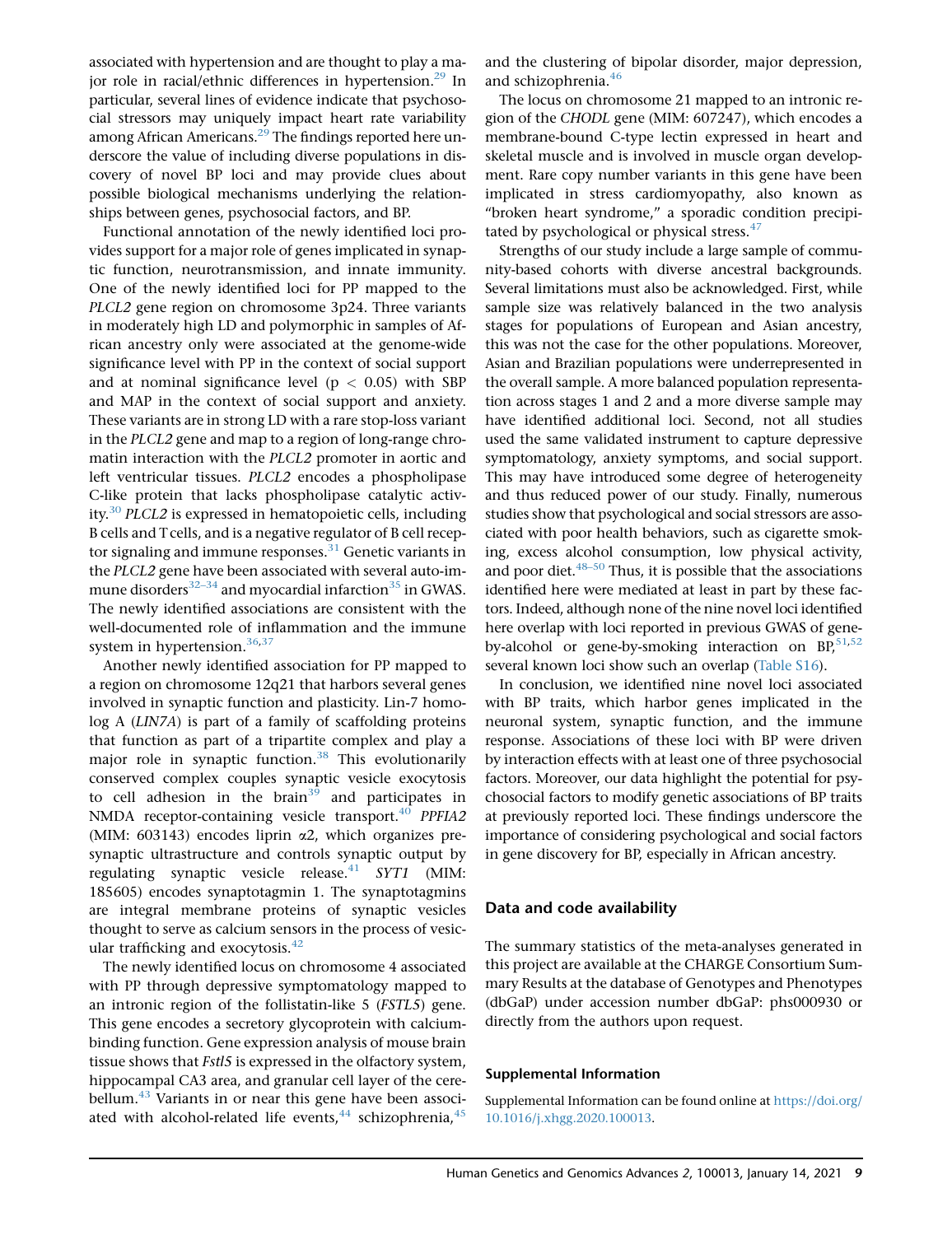associated with hypertension and are thought to play a major role in racial/ethnic differences in hypertension.[29] In particular, several lines of evidence indicate that psychosocial stressors may uniquely impact heart rate variability among African Americans.[29] The findings reported here underscore the value of including diverse populations in discovery of novel BP loci and may provide clues about possible biological mechanisms underlying the relationships between genes, psychosocial factors, and BP.

Functional annotation of the newly identified loci provides support for a major role of genes implicated in synaptic function, neurotransmission, and innate immunity. One of the newly identified loci for PP mapped to the *PLCL2* gene region on chromosome 3p24. Three variants in moderately high LD and polymorphic in samples of African ancestry only were associated at the genome-wide significance level with PP in the context of social support and at nominal significance level ($p < 0.05$) with SBP and MAP in the context of social support and anxiety. These variants are in strong LD with a rare stop-loss variant in the *PLCL2* gene and map to a region of long-range chromatin interaction with the *PLCL2* promoter in aortic and left ventricular tissues. *PLCL2* encodes a phospholipase C-like protein that lacks phospholipase catalytic activity.[30] *PLCL2* is expressed in hematopoietic cells, including B cells and T cells, and is a negative regulator of B cell receptor signaling and immune responses.[31] Genetic variants in the *PLCL2* gene have been associated with several auto-immune disorders[32–34] and myocardial infarction[35] in GWAS. The newly identified associations are consistent with the well-documented role of inflammation and the immune system in hypertension.[36,37]

Another newly identified association for PP mapped to a region on chromosome 12q21 that harbors several genes involved in synaptic function and plasticity. Lin-7 homolog A (*LIN7A*) is part of a family of scaffolding proteins that function as part of a tripartite complex and play a major role in synaptic function.[38] This evolutionarily conserved complex couples synaptic vesicle exocytosis to cell adhesion in the brain[39] and participates in NMDA receptor-containing vesicle transport.[40] *PPFIA2* (MIM: 603143) encodes liprin α2, which organizes presynaptic ultrastructure and controls synaptic output by regulating synaptic vesicle release.[41] *SYT1* (MIM: 185605) encodes synaptotagmin 1. The synaptotagmins are integral membrane proteins of synaptic vesicles thought to serve as calcium sensors in the process of vesicular trafficking and exocytosis.[42]

The newly identified locus on chromosome 4 associated with PP through depressive symptomatology mapped to an intronic region of the follistatin-like 5 (*FSTL5*) gene. This gene encodes a secretory glycoprotein with calcium-binding function. Gene expression analysis of mouse brain tissue shows that *Fstl5* is expressed in the olfactory system, hippocampal CA3 area, and granular cell layer of the cerebellum.[43] Variants in or near this gene have been associated with alcohol-related life events,[44] schizophrenia,[45] and the clustering of bipolar disorder, major depression, and schizophrenia.[46]

The locus on chromosome 21 mapped to an intronic region of the *CHODL* gene (MIM: 607247), which encodes a membrane-bound C-type lectin expressed in heart and skeletal muscle and is involved in muscle organ development. Rare copy number variants in this gene have been implicated in stress cardiomyopathy, also known as "broken heart syndrome," a sporadic condition precipitated by psychological or physical stress.[47]

Strengths of our study include a large sample of community-based cohorts with diverse ancestral backgrounds. Several limitations must also be acknowledged. First, while sample size was relatively balanced in the two analysis stages for populations of European and Asian ancestry, this was not the case for the other populations. Moreover, Asian and Brazilian populations were underrepresented in the overall sample. A more balanced population representation across stages 1 and 2 and a more diverse sample may have identified additional loci. Second, not all studies used the same validated instrument to capture depressive symptomatology, anxiety symptoms, and social support. This may have introduced some degree of heterogeneity and thus reduced power of our study. Finally, numerous studies show that psychological and social stressors are associated with poor health behaviors, such as cigarette smoking, excess alcohol consumption, low physical activity, and poor diet.[48–50] Thus, it is possible that the associations identified here were mediated at least in part by these factors. Indeed, although none of the nine novel loci identified here overlap with loci reported in previous GWAS of gene-by-alcohol or gene-by-smoking interaction on BP,[51,52] several known loci show such an overlap (Table S16).

In conclusion, we identified nine novel loci associated with BP traits, which harbor genes implicated in the neuronal system, synaptic function, and the immune response. Associations of these loci with BP were driven by interaction effects with at least one of three psychosocial factors. Moreover, our data highlight the potential for psychosocial factors to modify genetic associations of BP traits at previously reported loci. These findings underscore the importance of considering psychological and social factors in gene discovery for BP, especially in African ancestry.

## Data and code availability

The summary statistics of the meta-analyses generated in this project are available at the CHARGE Consortium Summary Results at the database of Genotypes and Phenotypes (dbGaP) under accession number dbGaP: phs000930 or directly from the authors upon request.

### Supplemental Information

Supplemental Information can be found online at https://doi.org/10.1016/j.xhgg.2020.100013.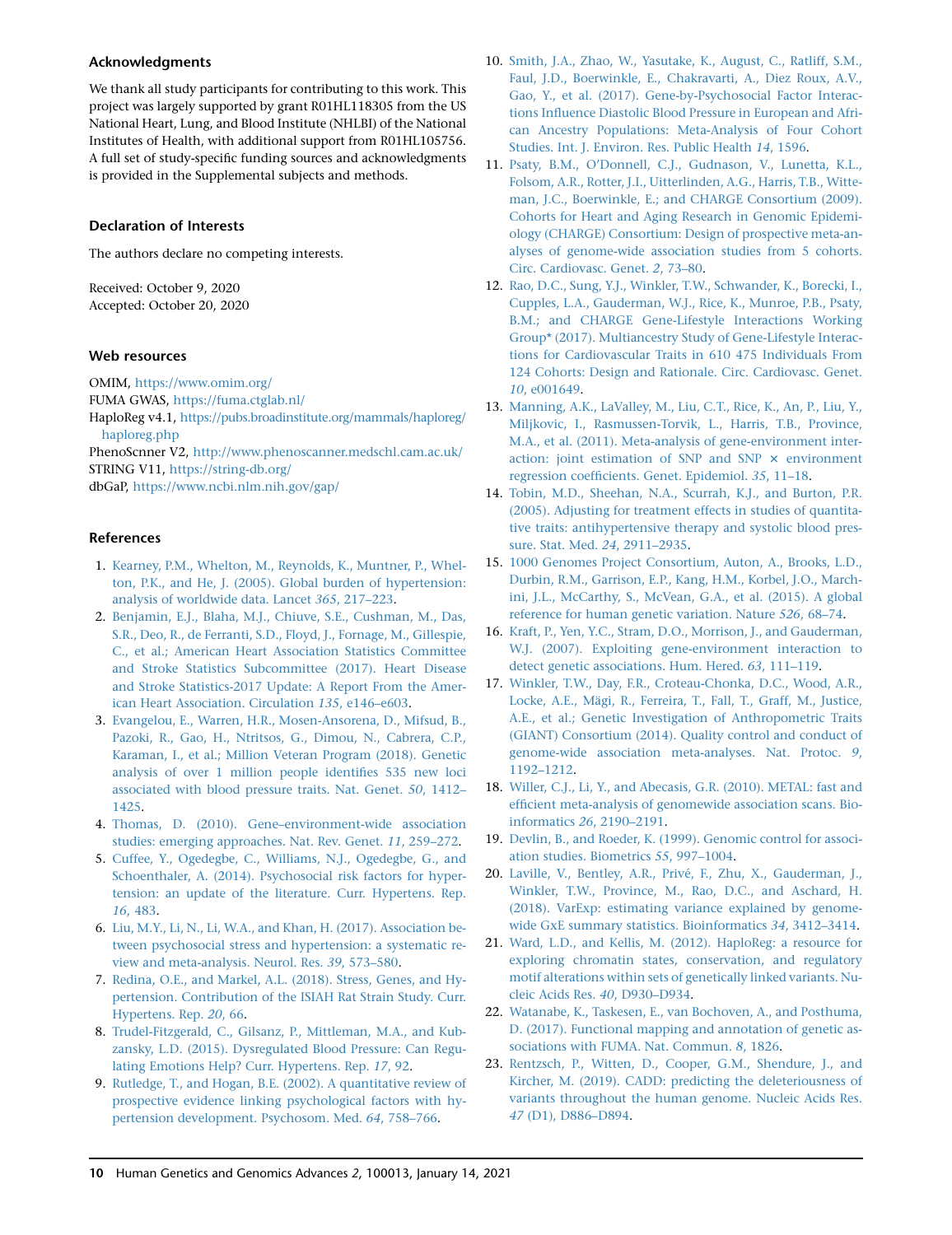## Acknowledgments

We thank all study participants for contributing to this work. This project was largely supported by grant R01HL118305 from the US National Heart, Lung, and Blood Institute (NHLBI) of the National Institutes of Health, with additional support from R01HL105756. A full set of study-specific funding sources and acknowledgments is provided in the Supplemental subjects and methods.

## Declaration of Interests

The authors declare no competing interests.

Received: October 9, 2020
Accepted: October 20, 2020

## Web resources

OMIM, https://www.omim.org/
FUMA GWAS, https://fuma.ctglab.nl/
HaploReg v4.1, https://pubs.broadinstitute.org/mammals/haploreg/haploreg.php
PhenoScnner V2, http://www.phenoscanner.medschl.cam.ac.uk/
STRING V11, https://string-db.org/
dbGaP, https://www.ncbi.nlm.nih.gov/gap/

## References

1. Kearney, P.M., Whelton, M., Reynolds, K., Muntner, P., Whelton, P.K., and He, J. (2005). Global burden of hypertension: analysis of worldwide data. Lancet *365*, 217–223.
2. Benjamin, E.J., Blaha, M.J., Chiuve, S.E., Cushman, M., Das, S.R., Deo, R., de Ferranti, S.D., Floyd, J., Fornage, M., Gillespie, C., et al.; American Heart Association Statistics Committee and Stroke Statistics Subcommittee (2017). Heart Disease and Stroke Statistics-2017 Update: A Report From the American Heart Association. Circulation *135*, e146–e603.
3. Evangelou, E., Warren, H.R., Mosen-Ansorena, D., Mifsud, B., Pazoki, R., Gao, H., Ntritsos, G., Dimou, N., Cabrera, C.P., Karaman, I., et al.; Million Veteran Program (2018). Genetic analysis of over 1 million people identifies 535 new loci associated with blood pressure traits. Nat. Genet. *50*, 1412–1425.
4. Thomas, D. (2010). Gene–environment-wide association studies: emerging approaches. Nat. Rev. Genet. *11*, 259–272.
5. Cuffee, Y., Ogedegbe, C., Williams, N.J., Ogedegbe, G., and Schoenthaler, A. (2014). Psychosocial risk factors for hypertension: an update of the literature. Curr. Hypertens. Rep. *16*, 483.
6. Liu, M.Y., Li, N., Li, W.A., and Khan, H. (2017). Association between psychosocial stress and hypertension: a systematic review and meta-analysis. Neurol. Res. *39*, 573–580.
7. Redina, O.E., and Markel, A.L. (2018). Stress, Genes, and Hypertension. Contribution of the ISIAH Rat Strain Study. Curr. Hypertens. Rep. *20*, 66.
8. Trudel-Fitzgerald, C., Gilsanz, P., Mittleman, M.A., and Kubzansky, L.D. (2015). Dysregulated Blood Pressure: Can Regulating Emotions Help? Curr. Hypertens. Rep. *17*, 92.
9. Rutledge, T., and Hogan, B.E. (2002). A quantitative review of prospective evidence linking psychological factors with hypertension development. Psychosom. Med. *64*, 758–766.
10. Smith, J.A., Zhao, W., Yasutake, K., August, C., Ratliff, S.M., Faul, J.D., Boerwinkle, E., Chakravarti, A., Diez Roux, A.V., Gao, Y., et al. (2017). Gene-by-Psychosocial Factor Interactions Influence Diastolic Blood Pressure in European and African Ancestry Populations: Meta-Analysis of Four Cohort Studies. Int. J. Environ. Res. Public Health *14*, 1596.
11. Psaty, B.M., O'Donnell, C.J., Gudnason, V., Lunetta, K.L., Folsom, A.R., Rotter, J.I., Uitterlinden, A.G., Harris, T.B., Witteman, J.C., Boerwinkle, E.; and CHARGE Consortium (2009). Cohorts for Heart and Aging Research in Genomic Epidemiology (CHARGE) Consortium: Design of prospective meta-analyses of genome-wide association studies from 5 cohorts. Circ. Cardiovasc. Genet. *2*, 73–80.
12. Rao, D.C., Sung, Y.J., Winkler, T.W., Schwander, K., Borecki, I., Cupples, L.A., Gauderman, W.J., Rice, K., Munroe, P.B., Psaty, B.M.; and CHARGE Gene-Lifestyle Interactions Working Group* (2017). Multiancestry Study of Gene-Lifestyle Interactions for Cardiovascular Traits in 610 475 Individuals From 124 Cohorts: Design and Rationale. Circ. Cardiovasc. Genet. *10*, e001649.
13. Manning, A.K., LaValley, M., Liu, C.T., Rice, K., An, P., Liu, Y., Miljkovic, I., Rasmussen-Torvik, L., Harris, T.B., Province, M.A., et al. (2011). Meta-analysis of gene-environment interaction: joint estimation of SNP and SNP × environment regression coefficients. Genet. Epidemiol. *35*, 11–18.
14. Tobin, M.D., Sheehan, N.A., Scurrah, K.J., and Burton, P.R. (2005). Adjusting for treatment effects in studies of quantitative traits: antihypertensive therapy and systolic blood pressure. Stat. Med. *24*, 2911–2935.
15. 1000 Genomes Project Consortium, Auton, A., Brooks, L.D., Durbin, R.M., Garrison, E.P., Kang, H.M., Korbel, J.O., Marchini, J.L., McCarthy, S., McVean, G.A., et al. (2015). A global reference for human genetic variation. Nature *526*, 68–74.
16. Kraft, P., Yen, Y.C., Stram, D.O., Morrison, J., and Gauderman, W.J. (2007). Exploiting gene-environment interaction to detect genetic associations. Hum. Hered. *63*, 111–119.
17. Winkler, T.W., Day, F.R., Croteau-Chonka, D.C., Wood, A.R., Locke, A.E., Mägi, R., Ferreira, T., Fall, T., Graff, M., Justice, A.E., et al.; Genetic Investigation of Anthropometric Traits (GIANT) Consortium (2014). Quality control and conduct of genome-wide association meta-analyses. Nat. Protoc. *9*, 1192–1212.
18. Willer, C.J., Li, Y., and Abecasis, G.R. (2010). METAL: fast and efficient meta-analysis of genomewide association scans. Bioinformatics *26*, 2190–2191.
19. Devlin, B., and Roeder, K. (1999). Genomic control for association studies. Biometrics *55*, 997–1004.
20. Laville, V., Bentley, A.R., Privé, F., Zhu, X., Gauderman, J., Winkler, T.W., Province, M., Rao, D.C., and Aschard, H. (2018). VarExp: estimating variance explained by genome-wide GxE summary statistics. Bioinformatics *34*, 3412–3414.
21. Ward, L.D., and Kellis, M. (2012). HaploReg: a resource for exploring chromatin states, conservation, and regulatory motif alterations within sets of genetically linked variants. Nucleic Acids Res. *40*, D930–D934.
22. Watanabe, K., Taskesen, E., van Bochoven, A., and Posthuma, D. (2017). Functional mapping and annotation of genetic associations with FUMA. Nat. Commun. *8*, 1826.
23. Rentzsch, P., Witten, D., Cooper, G.M., Shendure, J., and Kircher, M. (2019). CADD: predicting the deleteriousness of variants throughout the human genome. Nucleic Acids Res. *47* (D1), D886–D894.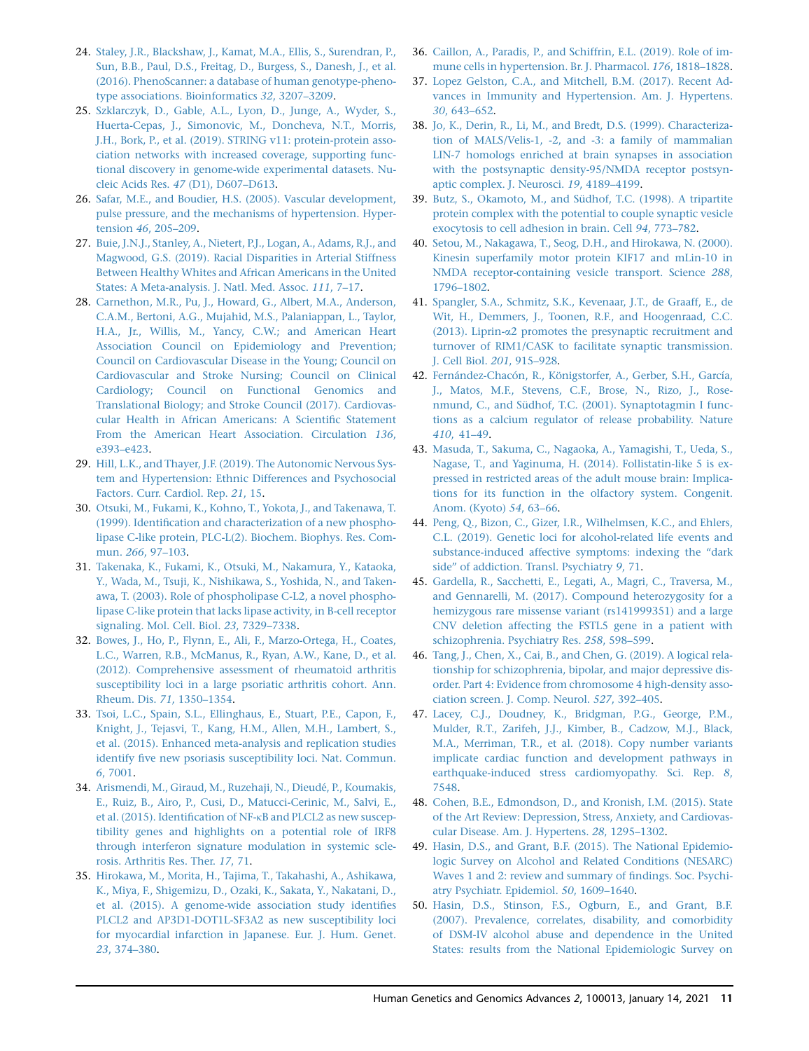24. Staley, J.R., Blackshaw, J., Kamat, M.A., Ellis, S., Surendran, P., Sun, B.B., Paul, D.S., Freitag, D., Burgess, S., Danesh, J., et al. (2016). PhenoScanner: a database of human genotype-phenotype associations. Bioinformatics *32*, 3207–3209.
25. Szklarczyk, D., Gable, A.L., Lyon, D., Junge, A., Wyder, S., Huerta-Cepas, J., Simonovic, M., Doncheva, N.T., Morris, J.H., Bork, P., et al. (2019). STRING v11: protein-protein association networks with increased coverage, supporting functional discovery in genome-wide experimental datasets. Nucleic Acids Res. *47* (D1), D607–D613.
26. Safar, M.E., and Boudier, H.S. (2005). Vascular development, pulse pressure, and the mechanisms of hypertension. Hypertension *46*, 205–209.
27. Buie, J.N.J., Stanley, A., Nietert, P.J., Logan, A., Adams, R.J., and Magwood, G.S. (2019). Racial Disparities in Arterial Stiffness Between Healthy Whites and African Americans in the United States: A Meta-analysis. J. Natl. Med. Assoc. *111*, 7–17.
28. Carnethon, M.R., Pu, J., Howard, G., Albert, M.A., Anderson, C.A.M., Bertoni, A.G., Mujahid, M.S., Palaniappan, L., Taylor, H.A., Jr., Willis, M., Yancy, C.W.; and American Heart Association Council on Epidemiology and Prevention; Council on Cardiovascular Disease in the Young; Council on Cardiovascular and Stroke Nursing; Council on Clinical Cardiology; Council on Functional Genomics and Translational Biology; and Stroke Council (2017). Cardiovascular Health in African Americans: A Scientific Statement From the American Heart Association. Circulation *136*, e393–e423.
29. Hill, L.K., and Thayer, J.F. (2019). The Autonomic Nervous System and Hypertension: Ethnic Differences and Psychosocial Factors. Curr. Cardiol. Rep. *21*, 15.
30. Otsuki, M., Fukami, K., Kohno, T., Yokota, J., and Takenawa, T. (1999). Identification and characterization of a new phospholipase C-like protein, PLC-L(2). Biochem. Biophys. Res. Commun. *266*, 97–103.
31. Takenaka, K., Fukami, K., Otsuki, M., Nakamura, Y., Kataoka, Y., Wada, M., Tsuji, K., Nishikawa, S., Yoshida, N., and Takenawa, T. (2003). Role of phospholipase C-L2, a novel phospholipase C-like protein that lacks lipase activity, in B-cell receptor signaling. Mol. Cell. Biol. *23*, 7329–7338.
32. Bowes, J., Ho, P., Flynn, E., Ali, F., Marzo-Ortega, H., Coates, L.C., Warren, R.B., McManus, R., Ryan, A.W., Kane, D., et al. (2012). Comprehensive assessment of rheumatoid arthritis susceptibility loci in a large psoriatic arthritis cohort. Ann. Rheum. Dis. *71*, 1350–1354.
33. Tsoi, L.C., Spain, S.L., Ellinghaus, E., Stuart, P.E., Capon, F., Knight, J., Tejasvi, T., Kang, H.M., Allen, M.H., Lambert, S., et al. (2015). Enhanced meta-analysis and replication studies identify five new psoriasis susceptibility loci. Nat. Commun. *6*, 7001.
34. Arismendi, M., Giraud, M., Ruzehaji, N., Dieudé, P., Koumakis, E., Ruiz, B., Airo, P., Cusi, D., Matucci-Cerinic, M., Salvi, E., et al. (2015). Identification of NF-κB and PLCL2 as new susceptibility genes and highlights on a potential role of IRF8 through interferon signature modulation in systemic sclerosis. Arthritis Res. Ther. *17*, 71.
35. Hirokawa, M., Morita, H., Tajima, T., Takahashi, A., Ashikawa, K., Miya, F., Shigemizu, D., Ozaki, K., Sakata, Y., Nakatani, D., et al. (2015). A genome-wide association study identifies PLCL2 and AP3D1-DOT1L-SF3A2 as new susceptibility loci for myocardial infarction in Japanese. Eur. J. Hum. Genet. *23*, 374–380.
36. Caillon, A., Paradis, P., and Schiffrin, E.L. (2019). Role of immune cells in hypertension. Br. J. Pharmacol. *176*, 1818–1828.
37. Lopez Gelston, C.A., and Mitchell, B.M. (2017). Recent Advances in Immunity and Hypertension. Am. J. Hypertens. *30*, 643–652.
38. Jo, K., Derin, R., Li, M., and Bredt, D.S. (1999). Characterization of MALS/Velis-1, -2, and -3: a family of mammalian LIN-7 homologs enriched at brain synapses in association with the postsynaptic density-95/NMDA receptor postsynaptic complex. J. Neurosci. *19*, 4189–4199.
39. Butz, S., Okamoto, M., and Südhof, T.C. (1998). A tripartite protein complex with the potential to couple synaptic vesicle exocytosis to cell adhesion in brain. Cell *94*, 773–782.
40. Setou, M., Nakagawa, T., Seog, D.H., and Hirokawa, N. (2000). Kinesin superfamily motor protein KIF17 and mLin-10 in NMDA receptor-containing vesicle transport. Science *288*, 1796–1802.
41. Spangler, S.A., Schmitz, S.K., Kevenaar, J.T., de Graaff, E., de Wit, H., Demmers, J., Toonen, R.F., and Hoogenraad, C.C. (2013). Liprin-α2 promotes the presynaptic recruitment and turnover of RIM1/CASK to facilitate synaptic transmission. J. Cell Biol. *201*, 915–928.
42. Fernández-Chacón, R., Königstorfer, A., Gerber, S.H., García, J., Matos, M.F., Stevens, C.F., Brose, N., Rizo, J., Rosenmund, C., and Südhof, T.C. (2001). Synaptotagmin I functions as a calcium regulator of release probability. Nature *410*, 41–49.
43. Masuda, T., Sakuma, C., Nagaoka, A., Yamagishi, T., Ueda, S., Nagase, T., and Yaginuma, H. (2014). Follistatin-like 5 is expressed in restricted areas of the adult mouse brain: Implications for its function in the olfactory system. Congenit. Anom. (Kyoto) *54*, 63–66.
44. Peng, Q., Bizon, C., Gizer, I.R., Wilhelmsen, K.C., and Ehlers, C.L. (2019). Genetic loci for alcohol-related life events and substance-induced affective symptoms: indexing the "dark side" of addiction. Transl. Psychiatry *9*, 71.
45. Gardella, R., Sacchetti, E., Legati, A., Magri, C., Traversa, M., and Gennarelli, M. (2017). Compound heterozygosity for a hemizygous rare missense variant (rs141999351) and a large CNV deletion affecting the FSTL5 gene in a patient with schizophrenia. Psychiatry Res. *258*, 598–599.
46. Tang, J., Chen, X., Cai, B., and Chen, G. (2019). A logical relationship for schizophrenia, bipolar, and major depressive disorder. Part 4: Evidence from chromosome 4 high-density association screen. J. Comp. Neurol. *527*, 392–405.
47. Lacey, C.J., Doudney, K., Bridgman, P.G., George, P.M., Mulder, R.T., Zarifeh, J.J., Kimber, B., Cadzow, M.J., Black, M.A., Merriman, T.R., et al. (2018). Copy number variants implicate cardiac function and development pathways in earthquake-induced stress cardiomyopathy. Sci. Rep. *8*, 7548.
48. Cohen, B.E., Edmondson, D., and Kronish, I.M. (2015). State of the Art Review: Depression, Stress, Anxiety, and Cardiovascular Disease. Am. J. Hypertens. *28*, 1295–1302.
49. Hasin, D.S., and Grant, B.F. (2015). The National Epidemiologic Survey on Alcohol and Related Conditions (NESARC) Waves 1 and 2: review and summary of findings. Soc. Psychiatry Psychiatr. Epidemiol. *50*, 1609–1640.
50. Hasin, D.S., Stinson, F.S., Ogburn, E., and Grant, B.F. (2007). Prevalence, correlates, disability, and comorbidity of DSM-IV alcohol abuse and dependence in the United States: results from the National Epidemiologic Survey on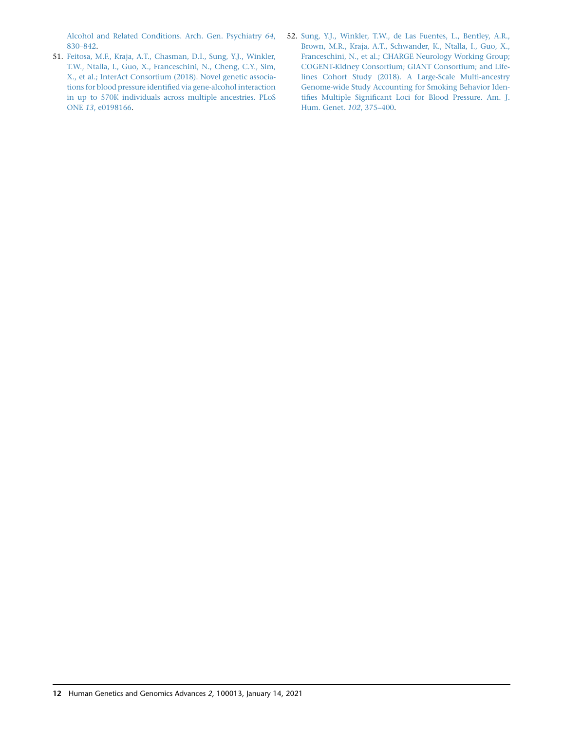Alcohol and Related Conditions. Arch. Gen. Psychiatry *64*, 830–842.

51. Feitosa, M.F., Kraja, A.T., Chasman, D.I., Sung, Y.J., Winkler, T.W., Ntalla, I., Guo, X., Franceschini, N., Cheng, C.Y., Sim, X., et al.; InterAct Consortium (2018). Novel genetic associations for blood pressure identified via gene-alcohol interaction in up to 570K individuals across multiple ancestries. PLoS ONE *13*, e0198166.

52. Sung, Y.J., Winkler, T.W., de Las Fuentes, L., Bentley, A.R., Brown, M.R., Kraja, A.T., Schwander, K., Ntalla, I., Guo, X., Franceschini, N., et al.; CHARGE Neurology Working Group; COGENT-Kidney Consortium; GIANT Consortium; and Lifelines Cohort Study (2018). A Large-Scale Multi-ancestry Genome-wide Study Accounting for Smoking Behavior Identifies Multiple Significant Loci for Blood Pressure. Am. J. Hum. Genet. *102*, 375–400.